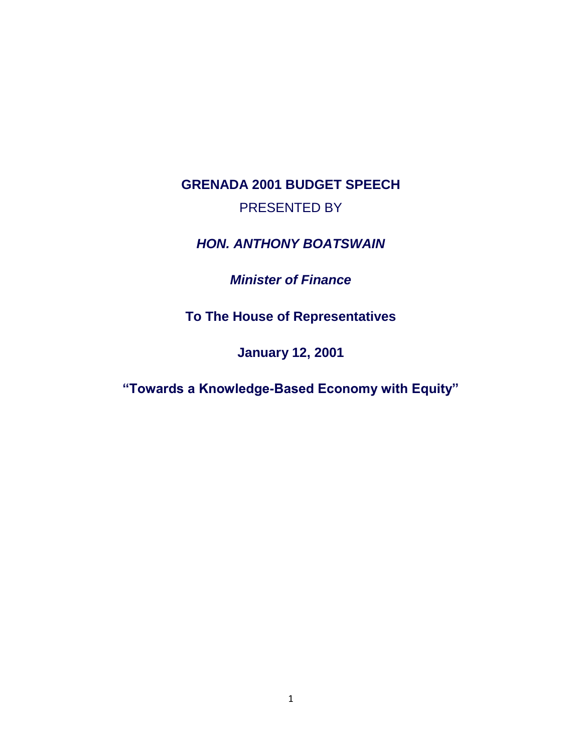# GRENADA 2001 BUDGET SPEECH

PRESENTED BY

***HON. ANTHONY BOATSWAIN***

***Minister of Finance***

**To The House of Representatives**

**January 12, 2001**

**"Towards a Knowledge-Based Economy with Equity"**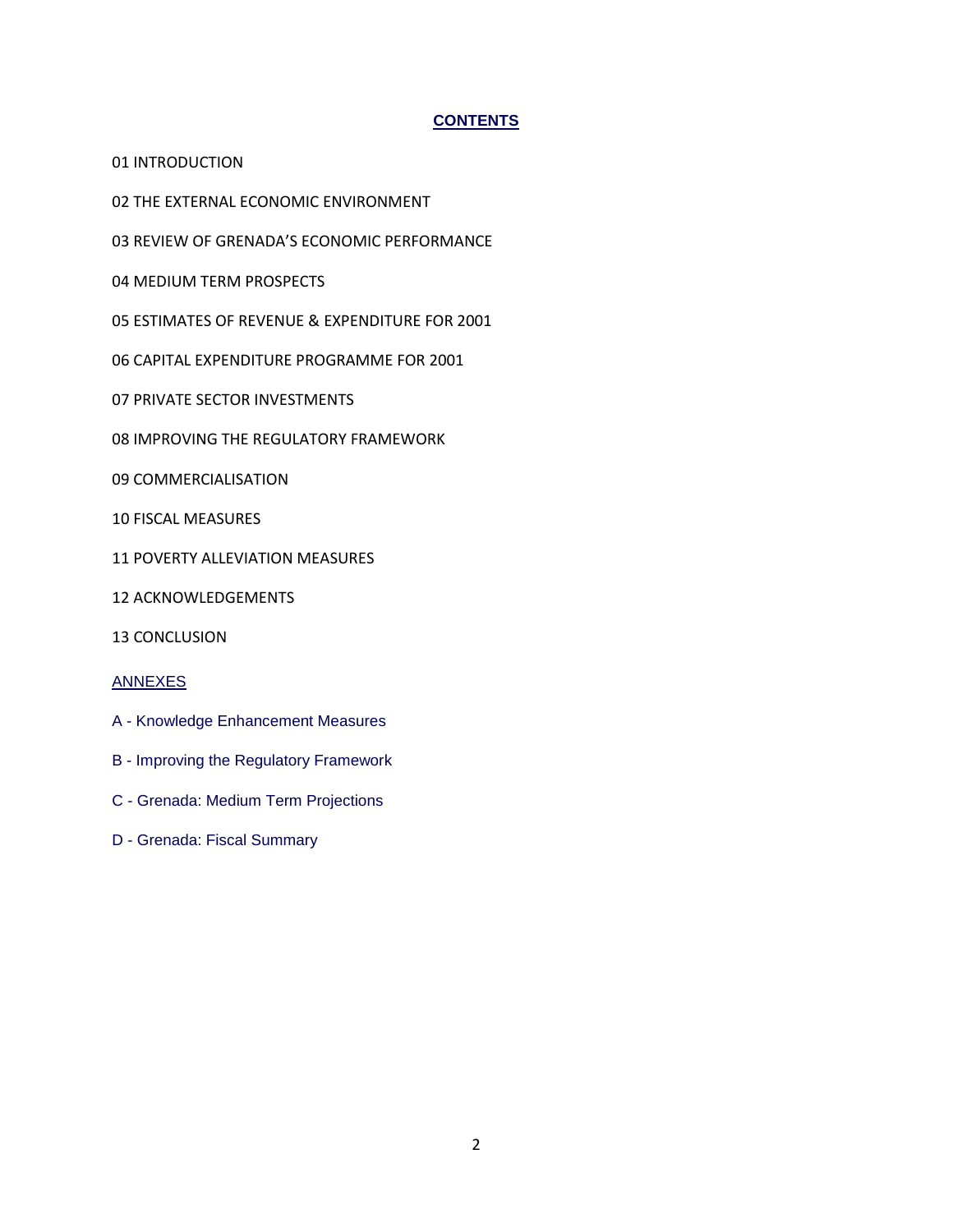## CONTENTS

01 INTRODUCTION

02 THE EXTERNAL ECONOMIC ENVIRONMENT

03 REVIEW OF GRENADA'S ECONOMIC PERFORMANCE

04 MEDIUM TERM PROSPECTS

05 ESTIMATES OF REVENUE & EXPENDITURE FOR 2001

06 CAPITAL EXPENDITURE PROGRAMME FOR 2001

07 PRIVATE SECTOR INVESTMENTS

08 IMPROVING THE REGULATORY FRAMEWORK

09 COMMERCIALISATION

10 FISCAL MEASURES

11 POVERTY ALLEVIATION MEASURES

12 ACKNOWLEDGEMENTS

13 CONCLUSION

### ANNEXES

A - Knowledge Enhancement Measures

B - Improving the Regulatory Framework

C - Grenada: Medium Term Projections

D - Grenada: Fiscal Summary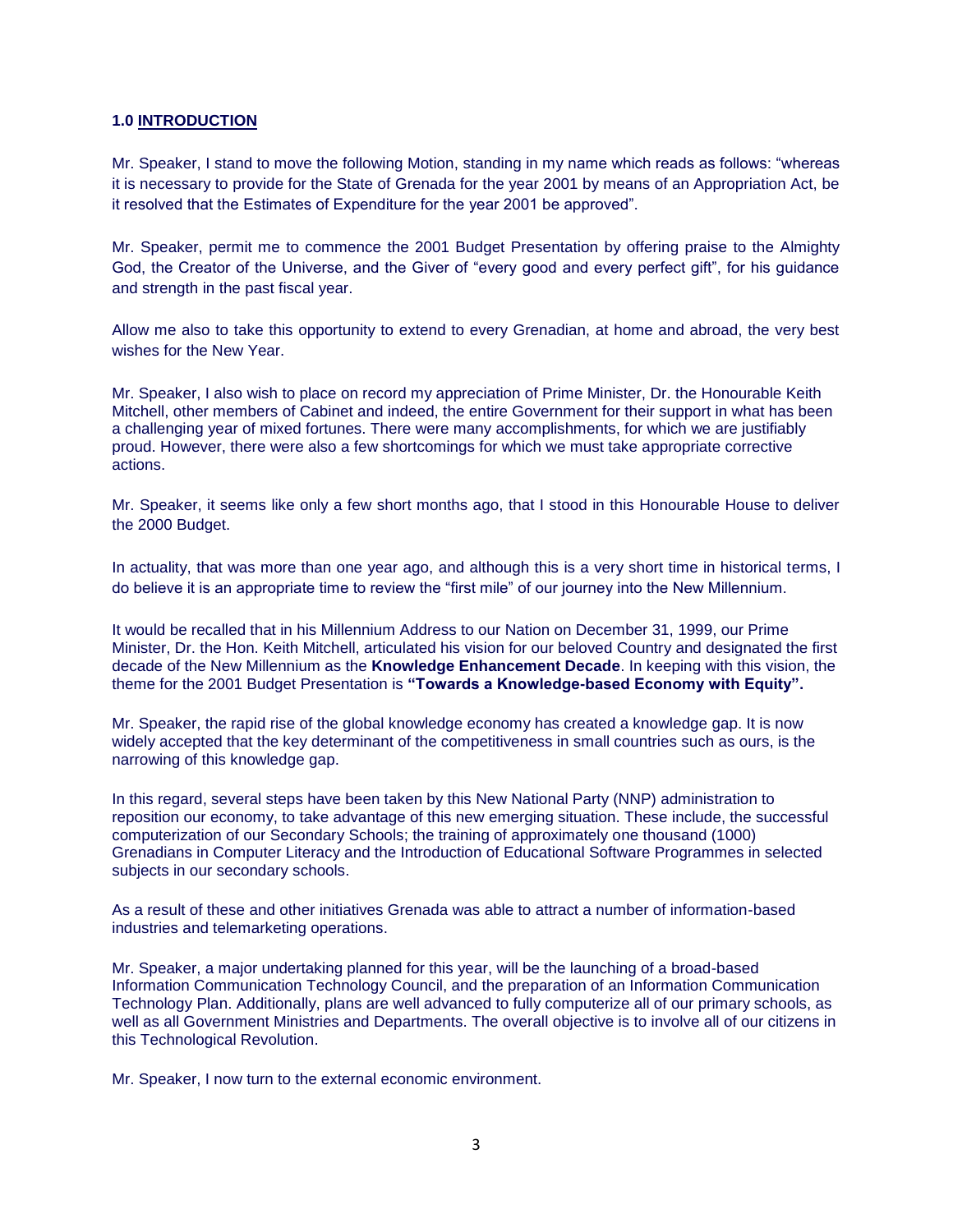## 1.0 INTRODUCTION

Mr. Speaker, I stand to move the following Motion, standing in my name which reads as follows: "whereas it is necessary to provide for the State of Grenada for the year 2001 by means of an Appropriation Act, be it resolved that the Estimates of Expenditure for the year 2001 be approved".

Mr. Speaker, permit me to commence the 2001 Budget Presentation by offering praise to the Almighty God, the Creator of the Universe, and the Giver of "every good and every perfect gift", for his guidance and strength in the past fiscal year.

Allow me also to take this opportunity to extend to every Grenadian, at home and abroad, the very best wishes for the New Year.

Mr. Speaker, I also wish to place on record my appreciation of Prime Minister, Dr. the Honourable Keith Mitchell, other members of Cabinet and indeed, the entire Government for their support in what has been a challenging year of mixed fortunes. There were many accomplishments, for which we are justifiably proud. However, there were also a few shortcomings for which we must take appropriate corrective actions.

Mr. Speaker, it seems like only a few short months ago, that I stood in this Honourable House to deliver the 2000 Budget.

In actuality, that was more than one year ago, and although this is a very short time in historical terms, I do believe it is an appropriate time to review the "first mile" of our journey into the New Millennium.

It would be recalled that in his Millennium Address to our Nation on December 31, 1999, our Prime Minister, Dr. the Hon. Keith Mitchell, articulated his vision for our beloved Country and designated the first decade of the New Millennium as the **Knowledge Enhancement Decade**. In keeping with this vision, the theme for the 2001 Budget Presentation is **"Towards a Knowledge-based Economy with Equity".**

Mr. Speaker, the rapid rise of the global knowledge economy has created a knowledge gap. It is now widely accepted that the key determinant of the competitiveness in small countries such as ours, is the narrowing of this knowledge gap.

In this regard, several steps have been taken by this New National Party (NNP) administration to reposition our economy, to take advantage of this new emerging situation. These include, the successful computerization of our Secondary Schools; the training of approximately one thousand (1000) Grenadians in Computer Literacy and the Introduction of Educational Software Programmes in selected subjects in our secondary schools.

As a result of these and other initiatives Grenada was able to attract a number of information-based industries and telemarketing operations.

Mr. Speaker, a major undertaking planned for this year, will be the launching of a broad-based Information Communication Technology Council, and the preparation of an Information Communication Technology Plan. Additionally, plans are well advanced to fully computerize all of our primary schools, as well as all Government Ministries and Departments. The overall objective is to involve all of our citizens in this Technological Revolution.

Mr. Speaker, I now turn to the external economic environment.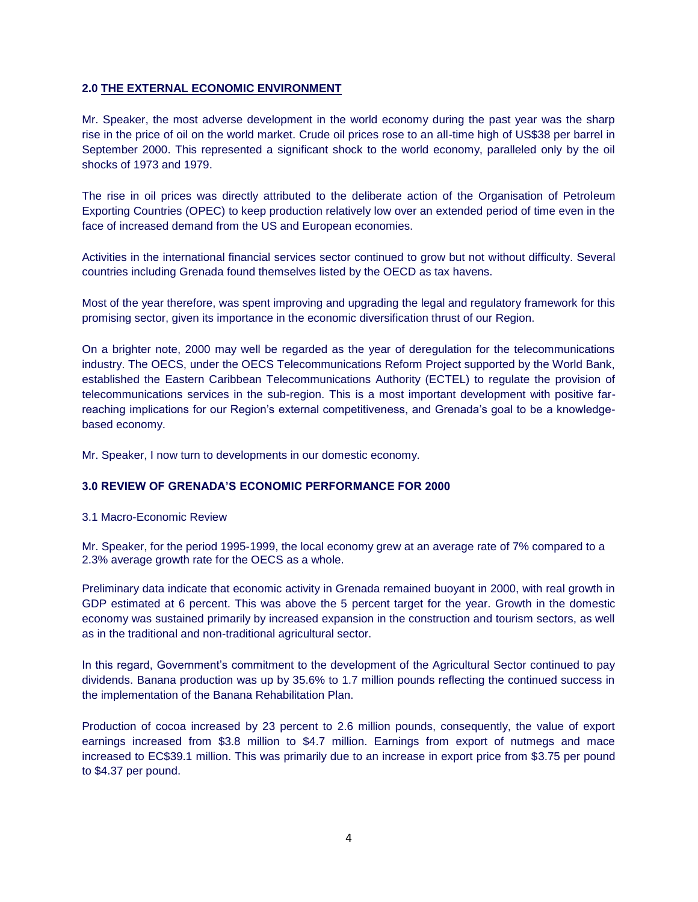## 2.0 THE EXTERNAL ECONOMIC ENVIRONMENT

Mr. Speaker, the most adverse development in the world economy during the past year was the sharp rise in the price of oil on the world market. Crude oil prices rose to an all-time high of US$38 per barrel in September 2000. This represented a significant shock to the world economy, paralleled only by the oil shocks of 1973 and 1979.

The rise in oil prices was directly attributed to the deliberate action of the Organisation of Petroleum Exporting Countries (OPEC) to keep production relatively low over an extended period of time even in the face of increased demand from the US and European economies.

Activities in the international financial services sector continued to grow but not without difficulty. Several countries including Grenada found themselves listed by the OECD as tax havens.

Most of the year therefore, was spent improving and upgrading the legal and regulatory framework for this promising sector, given its importance in the economic diversification thrust of our Region.

On a brighter note, 2000 may well be regarded as the year of deregulation for the telecommunications industry. The OECS, under the OECS Telecommunications Reform Project supported by the World Bank, established the Eastern Caribbean Telecommunications Authority (ECTEL) to regulate the provision of telecommunications services in the sub-region. This is a most important development with positive far-reaching implications for our Region's external competitiveness, and Grenada's goal to be a knowledge-based economy.

Mr. Speaker, I now turn to developments in our domestic economy.

## 3.0 REVIEW OF GRENADA'S ECONOMIC PERFORMANCE FOR 2000

### 3.1 Macro-Economic Review

Mr. Speaker, for the period 1995-1999, the local economy grew at an average rate of 7% compared to a 2.3% average growth rate for the OECS as a whole.

Preliminary data indicate that economic activity in Grenada remained buoyant in 2000, with real growth in GDP estimated at 6 percent. This was above the 5 percent target for the year. Growth in the domestic economy was sustained primarily by increased expansion in the construction and tourism sectors, as well as in the traditional and non-traditional agricultural sector.

In this regard, Government's commitment to the development of the Agricultural Sector continued to pay dividends. Banana production was up by 35.6% to 1.7 million pounds reflecting the continued success in the implementation of the Banana Rehabilitation Plan.

Production of cocoa increased by 23 percent to 2.6 million pounds, consequently, the value of export earnings increased from $3.8 million to $4.7 million. Earnings from export of nutmegs and mace increased to EC$39.1 million. This was primarily due to an increase in export price from $3.75 per pound to $4.37 per pound.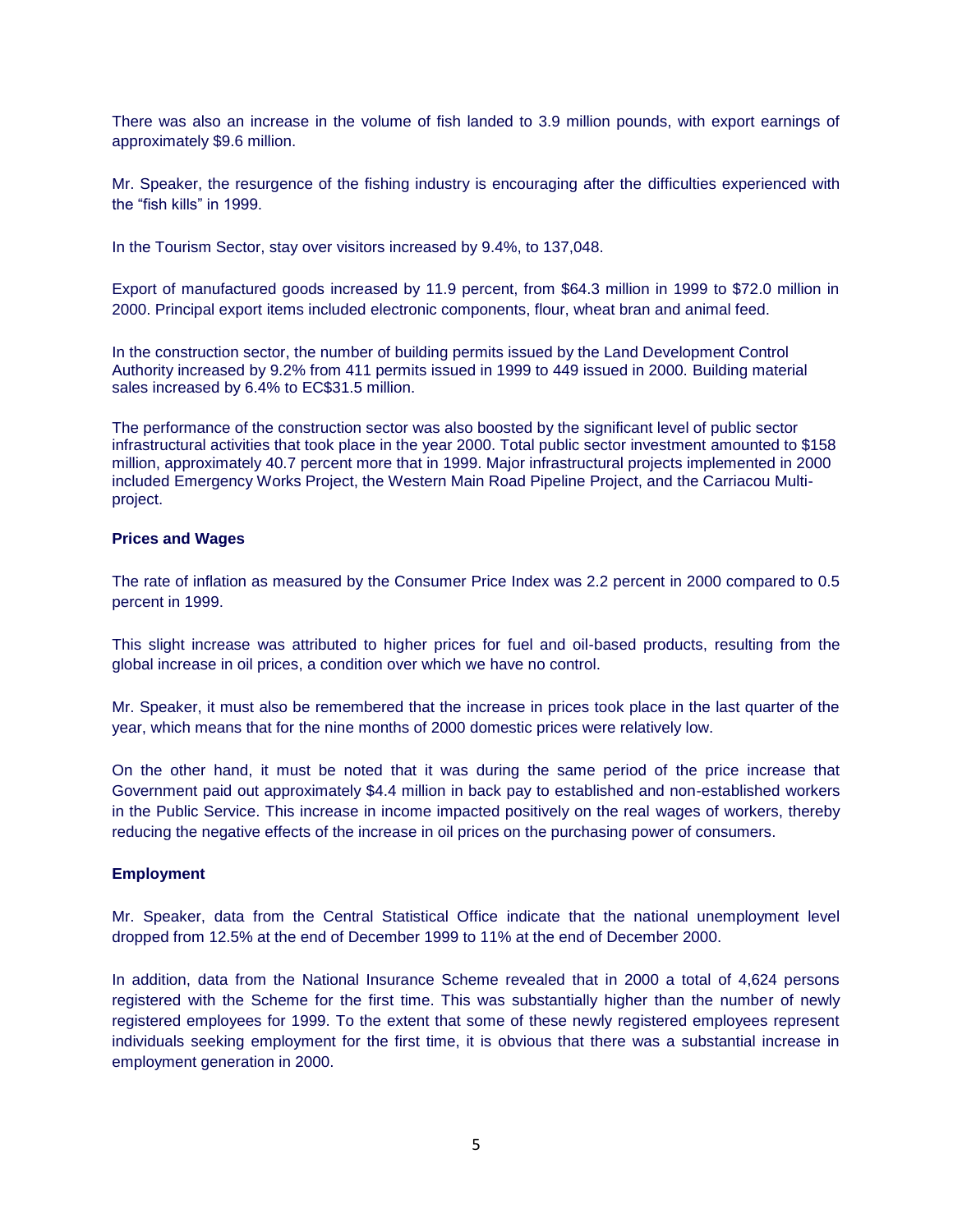There was also an increase in the volume of fish landed to 3.9 million pounds, with export earnings of approximately $9.6 million.

Mr. Speaker, the resurgence of the fishing industry is encouraging after the difficulties experienced with the "fish kills" in 1999.

In the Tourism Sector, stay over visitors increased by 9.4%, to 137,048.

Export of manufactured goods increased by 11.9 percent, from $64.3 million in 1999 to $72.0 million in 2000. Principal export items included electronic components, flour, wheat bran and animal feed.

In the construction sector, the number of building permits issued by the Land Development Control Authority increased by 9.2% from 411 permits issued in 1999 to 449 issued in 2000. Building material sales increased by 6.4% to EC$31.5 million.

The performance of the construction sector was also boosted by the significant level of public sector infrastructural activities that took place in the year 2000. Total public sector investment amounted to $158 million, approximately 40.7 percent more that in 1999. Major infrastructural projects implemented in 2000 included Emergency Works Project, the Western Main Road Pipeline Project, and the Carriacou Multi-project.

**Prices and Wages**

The rate of inflation as measured by the Consumer Price Index was 2.2 percent in 2000 compared to 0.5 percent in 1999.

This slight increase was attributed to higher prices for fuel and oil-based products, resulting from the global increase in oil prices, a condition over which we have no control.

Mr. Speaker, it must also be remembered that the increase in prices took place in the last quarter of the year, which means that for the nine months of 2000 domestic prices were relatively low.

On the other hand, it must be noted that it was during the same period of the price increase that Government paid out approximately $4.4 million in back pay to established and non-established workers in the Public Service. This increase in income impacted positively on the real wages of workers, thereby reducing the negative effects of the increase in oil prices on the purchasing power of consumers.

**Employment**

Mr. Speaker, data from the Central Statistical Office indicate that the national unemployment level dropped from 12.5% at the end of December 1999 to 11% at the end of December 2000.

In addition, data from the National Insurance Scheme revealed that in 2000 a total of 4,624 persons registered with the Scheme for the first time. This was substantially higher than the number of newly registered employees for 1999. To the extent that some of these newly registered employees represent individuals seeking employment for the first time, it is obvious that there was a substantial increase in employment generation in 2000.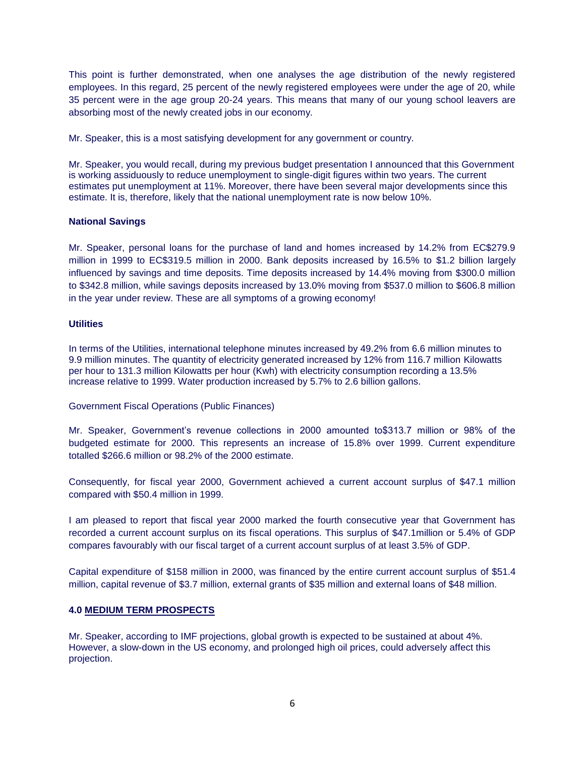This point is further demonstrated, when one analyses the age distribution of the newly registered employees. In this regard, 25 percent of the newly registered employees were under the age of 20, while 35 percent were in the age group 20-24 years. This means that many of our young school leavers are absorbing most of the newly created jobs in our economy.

Mr. Speaker, this is a most satisfying development for any government or country.

Mr. Speaker, you would recall, during my previous budget presentation I announced that this Government is working assiduously to reduce unemployment to single-digit figures within two years. The current estimates put unemployment at 11%. Moreover, there have been several major developments since this estimate. It is, therefore, likely that the national unemployment rate is now below 10%.

**National Savings**

Mr. Speaker, personal loans for the purchase of land and homes increased by 14.2% from EC$279.9 million in 1999 to EC$319.5 million in 2000. Bank deposits increased by 16.5% to $1.2 billion largely influenced by savings and time deposits. Time deposits increased by 14.4% moving from $300.0 million to $342.8 million, while savings deposits increased by 13.0% moving from $537.0 million to $606.8 million in the year under review. These are all symptoms of a growing economy!

**Utilities**

In terms of the Utilities, international telephone minutes increased by 49.2% from 6.6 million minutes to 9.9 million minutes. The quantity of electricity generated increased by 12% from 116.7 million Kilowatts per hour to 131.3 million Kilowatts per hour (Kwh) with electricity consumption recording a 13.5% increase relative to 1999. Water production increased by 5.7% to 2.6 billion gallons.

Government Fiscal Operations (Public Finances)

Mr. Speaker, Government's revenue collections in 2000 amounted to$313.7 million or 98% of the budgeted estimate for 2000. This represents an increase of 15.8% over 1999. Current expenditure totalled $266.6 million or 98.2% of the 2000 estimate.

Consequently, for fiscal year 2000, Government achieved a current account surplus of $47.1 million compared with $50.4 million in 1999.

I am pleased to report that fiscal year 2000 marked the fourth consecutive year that Government has recorded a current account surplus on its fiscal operations. This surplus of $47.1million or 5.4% of GDP compares favourably with our fiscal target of a current account surplus of at least 3.5% of GDP.

Capital expenditure of $158 million in 2000, was financed by the entire current account surplus of $51.4 million, capital revenue of $3.7 million, external grants of $35 million and external loans of $48 million.

## 4.0 MEDIUM TERM PROSPECTS

Mr. Speaker, according to IMF projections, global growth is expected to be sustained at about 4%. However, a slow-down in the US economy, and prolonged high oil prices, could adversely affect this projection.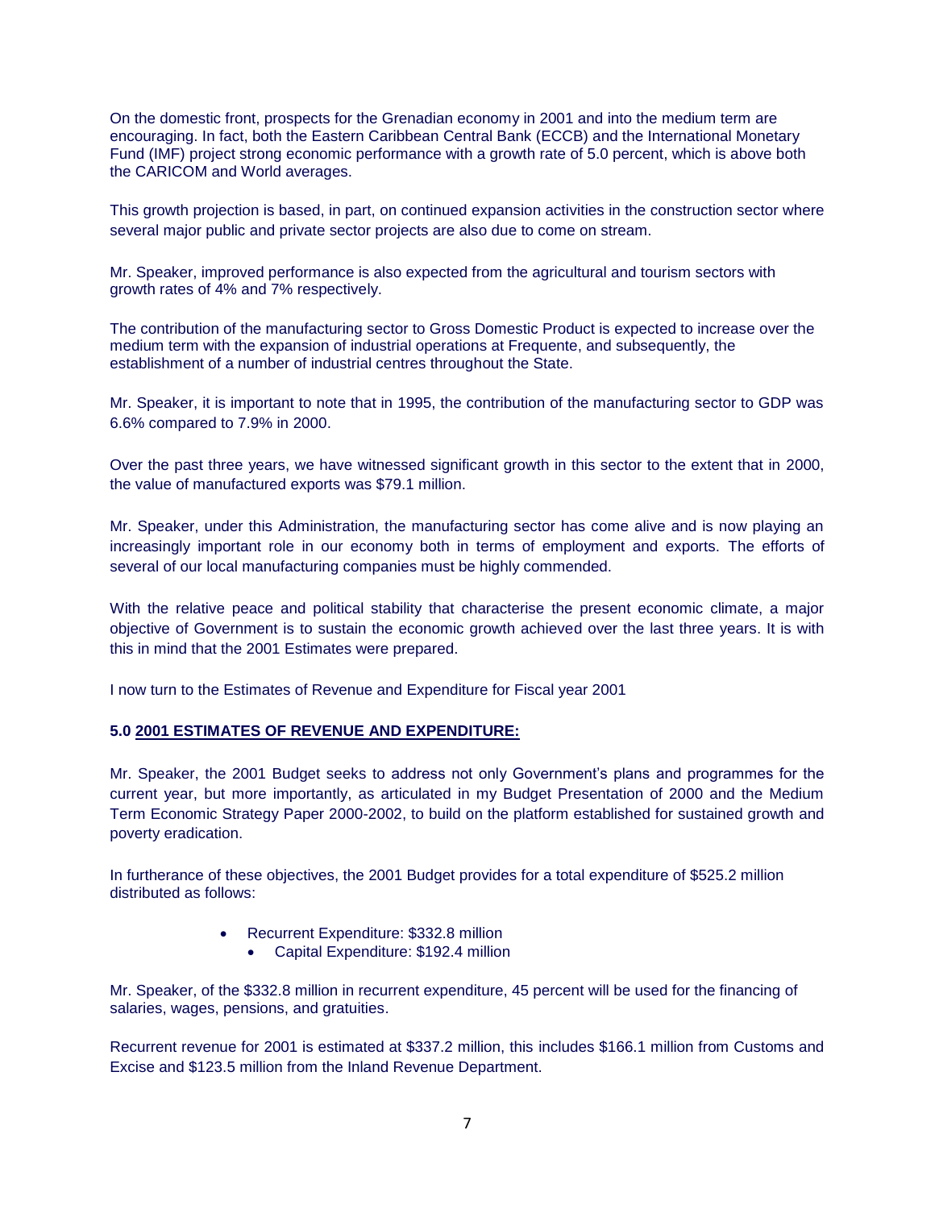On the domestic front, prospects for the Grenadian economy in 2001 and into the medium term are encouraging. In fact, both the Eastern Caribbean Central Bank (ECCB) and the International Monetary Fund (IMF) project strong economic performance with a growth rate of 5.0 percent, which is above both the CARICOM and World averages.

This growth projection is based, in part, on continued expansion activities in the construction sector where several major public and private sector projects are also due to come on stream.

Mr. Speaker, improved performance is also expected from the agricultural and tourism sectors with growth rates of 4% and 7% respectively.

The contribution of the manufacturing sector to Gross Domestic Product is expected to increase over the medium term with the expansion of industrial operations at Frequente, and subsequently, the establishment of a number of industrial centres throughout the State.

Mr. Speaker, it is important to note that in 1995, the contribution of the manufacturing sector to GDP was 6.6% compared to 7.9% in 2000.

Over the past three years, we have witnessed significant growth in this sector to the extent that in 2000, the value of manufactured exports was $79.1 million.

Mr. Speaker, under this Administration, the manufacturing sector has come alive and is now playing an increasingly important role in our economy both in terms of employment and exports. The efforts of several of our local manufacturing companies must be highly commended.

With the relative peace and political stability that characterise the present economic climate, a major objective of Government is to sustain the economic growth achieved over the last three years. It is with this in mind that the 2001 Estimates were prepared.

I now turn to the Estimates of Revenue and Expenditure for Fiscal year 2001

## 5.0 2001 ESTIMATES OF REVENUE AND EXPENDITURE:

Mr. Speaker, the 2001 Budget seeks to address not only Government's plans and programmes for the current year, but more importantly, as articulated in my Budget Presentation of 2000 and the Medium Term Economic Strategy Paper 2000-2002, to build on the platform established for sustained growth and poverty eradication.

In furtherance of these objectives, the 2001 Budget provides for a total expenditure of $525.2 million distributed as follows:

- Recurrent Expenditure: $332.8 million
- Capital Expenditure: $192.4 million

Mr. Speaker, of the $332.8 million in recurrent expenditure, 45 percent will be used for the financing of salaries, wages, pensions, and gratuities.

Recurrent revenue for 2001 is estimated at $337.2 million, this includes $166.1 million from Customs and Excise and $123.5 million from the Inland Revenue Department.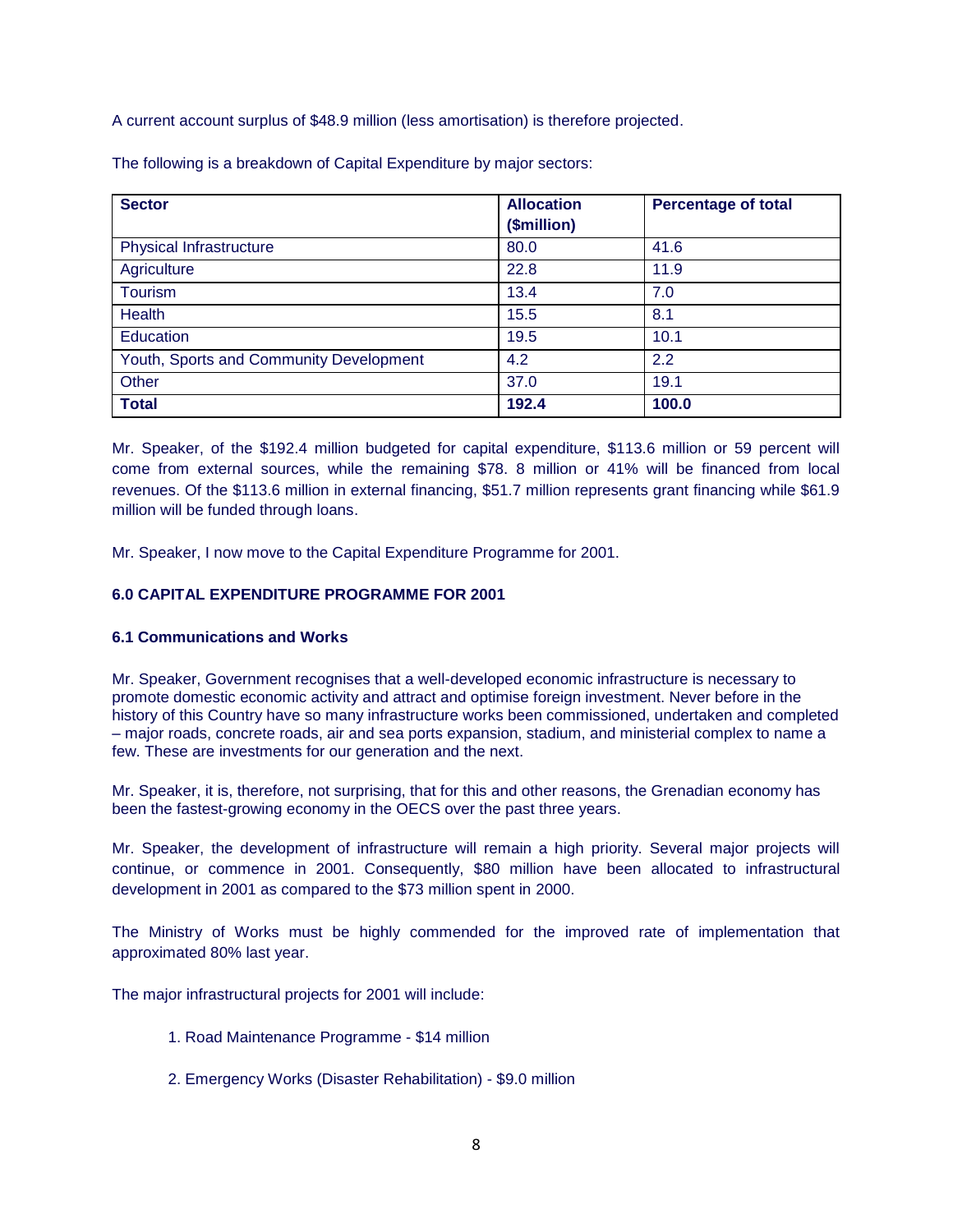A current account surplus of $48.9 million (less amortisation) is therefore projected.

The following is a breakdown of Capital Expenditure by major sectors:

| **Sector** | **Allocation ($million)** | **Percentage of total** |
|---|---|---|
| Physical Infrastructure | 80.0 | 41.6 |
| Agriculture | 22.8 | 11.9 |
| Tourism | 13.4 | 7.0 |
| Health | 15.5 | 8.1 |
| Education | 19.5 | 10.1 |
| Youth, Sports and Community Development | 4.2 | 2.2 |
| Other | 37.0 | 19.1 |
| **Total** | **192.4** | **100.0** |

Mr. Speaker, of the $192.4 million budgeted for capital expenditure, $113.6 million or 59 percent will come from external sources, while the remaining $78. 8 million or 41% will be financed from local revenues. Of the $113.6 million in external financing, $51.7 million represents grant financing while $61.9 million will be funded through loans.

Mr. Speaker, I now move to the Capital Expenditure Programme for 2001.

## 6.0 CAPITAL EXPENDITURE PROGRAMME FOR 2001

### 6.1 Communications and Works

Mr. Speaker, Government recognises that a well-developed economic infrastructure is necessary to promote domestic economic activity and attract and optimise foreign investment. Never before in the history of this Country have so many infrastructure works been commissioned, undertaken and completed – major roads, concrete roads, air and sea ports expansion, stadium, and ministerial complex to name a few. These are investments for our generation and the next.

Mr. Speaker, it is, therefore, not surprising, that for this and other reasons, the Grenadian economy has been the fastest-growing economy in the OECS over the past three years.

Mr. Speaker, the development of infrastructure will remain a high priority. Several major projects will continue, or commence in 2001. Consequently, $80 million have been allocated to infrastructural development in 2001 as compared to the $73 million spent in 2000.

The Ministry of Works must be highly commended for the improved rate of implementation that approximated 80% last year.

The major infrastructural projects for 2001 will include:

1. Road Maintenance Programme - $14 million

2. Emergency Works (Disaster Rehabilitation) - $9.0 million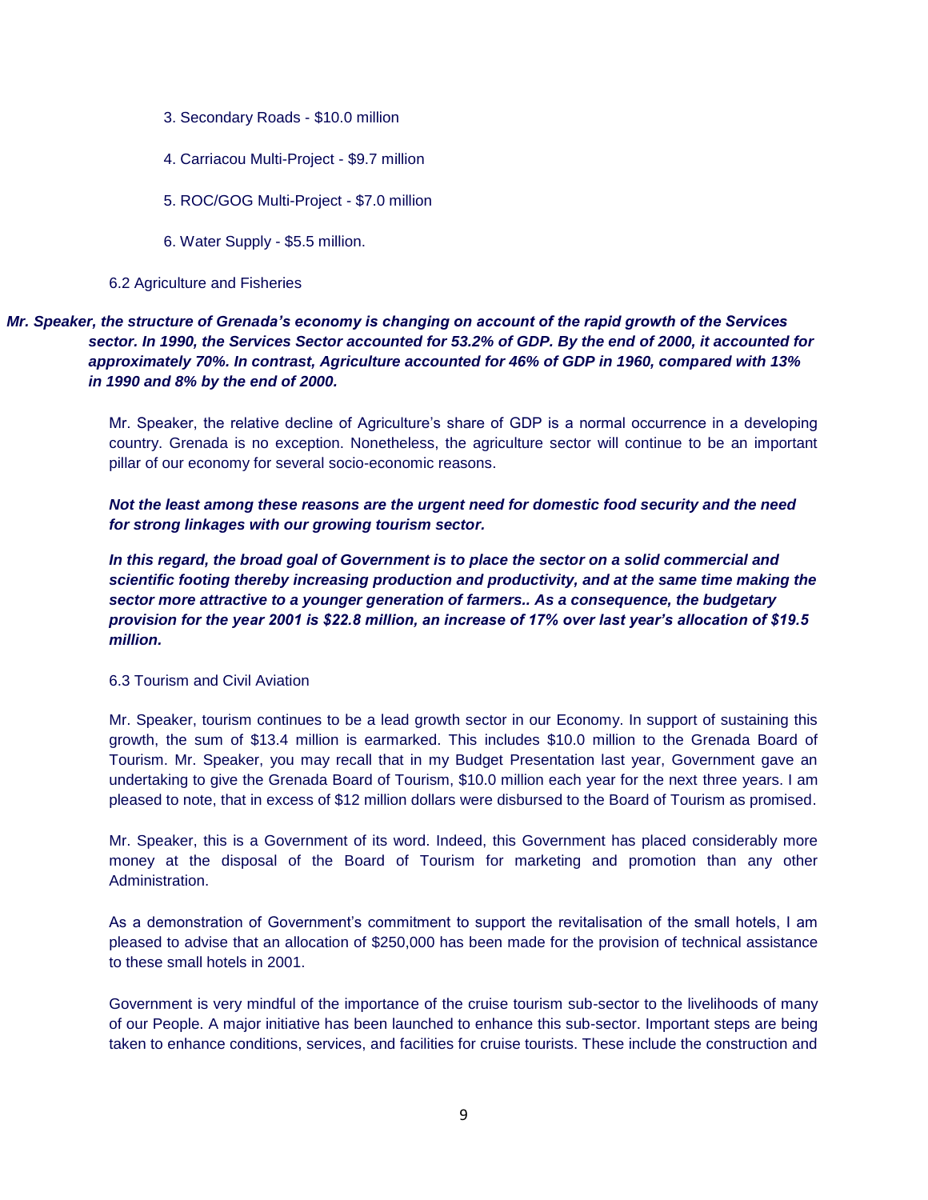3. Secondary Roads - $10.0 million

4. Carriacou Multi-Project - $9.7 million

5. ROC/GOG Multi-Project - $7.0 million

6. Water Supply - $5.5 million.

6.2 Agriculture and Fisheries

***Mr. Speaker, the structure of Grenada's economy is changing on account of the rapid growth of the Services sector. In 1990, the Services Sector accounted for 53.2% of GDP. By the end of 2000, it accounted for approximately 70%. In contrast, Agriculture accounted for 46% of GDP in 1960, compared with 13% in 1990 and 8% by the end of 2000.***

Mr. Speaker, the relative decline of Agriculture's share of GDP is a normal occurrence in a developing country. Grenada is no exception. Nonetheless, the agriculture sector will continue to be an important pillar of our economy for several socio-economic reasons.

***Not the least among these reasons are the urgent need for domestic food security and the need for strong linkages with our growing tourism sector.***

***In this regard, the broad goal of Government is to place the sector on a solid commercial and scientific footing thereby increasing production and productivity, and at the same time making the sector more attractive to a younger generation of farmers.. As a consequence, the budgetary provision for the year 2001 is $22.8 million, an increase of 17% over last year's allocation of $19.5 million.***

6.3 Tourism and Civil Aviation

Mr. Speaker, tourism continues to be a lead growth sector in our Economy. In support of sustaining this growth, the sum of $13.4 million is earmarked. This includes $10.0 million to the Grenada Board of Tourism. Mr. Speaker, you may recall that in my Budget Presentation last year, Government gave an undertaking to give the Grenada Board of Tourism, $10.0 million each year for the next three years. I am pleased to note, that in excess of $12 million dollars were disbursed to the Board of Tourism as promised.

Mr. Speaker, this is a Government of its word. Indeed, this Government has placed considerably more money at the disposal of the Board of Tourism for marketing and promotion than any other Administration.

As a demonstration of Government's commitment to support the revitalisation of the small hotels, I am pleased to advise that an allocation of $250,000 has been made for the provision of technical assistance to these small hotels in 2001.

Government is very mindful of the importance of the cruise tourism sub-sector to the livelihoods of many of our People. A major initiative has been launched to enhance this sub-sector. Important steps are being taken to enhance conditions, services, and facilities for cruise tourists. These include the construction and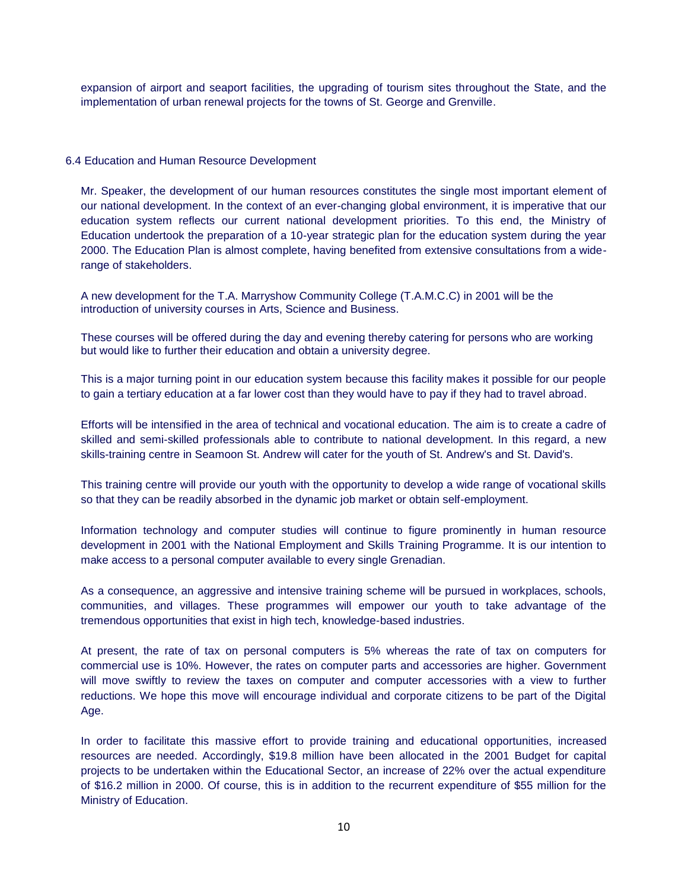expansion of airport and seaport facilities, the upgrading of tourism sites throughout the State, and the implementation of urban renewal projects for the towns of St. George and Grenville.

## 6.4 Education and Human Resource Development

Mr. Speaker, the development of our human resources constitutes the single most important element of our national development. In the context of an ever-changing global environment, it is imperative that our education system reflects our current national development priorities. To this end, the Ministry of Education undertook the preparation of a 10-year strategic plan for the education system during the year 2000. The Education Plan is almost complete, having benefited from extensive consultations from a wide-range of stakeholders.

A new development for the T.A. Marryshow Community College (T.A.M.C.C) in 2001 will be the introduction of university courses in Arts, Science and Business.

These courses will be offered during the day and evening thereby catering for persons who are working but would like to further their education and obtain a university degree.

This is a major turning point in our education system because this facility makes it possible for our people to gain a tertiary education at a far lower cost than they would have to pay if they had to travel abroad.

Efforts will be intensified in the area of technical and vocational education. The aim is to create a cadre of skilled and semi-skilled professionals able to contribute to national development. In this regard, a new skills-training centre in Seamoon St. Andrew will cater for the youth of St. Andrew's and St. David's.

This training centre will provide our youth with the opportunity to develop a wide range of vocational skills so that they can be readily absorbed in the dynamic job market or obtain self-employment.

Information technology and computer studies will continue to figure prominently in human resource development in 2001 with the National Employment and Skills Training Programme. It is our intention to make access to a personal computer available to every single Grenadian.

As a consequence, an aggressive and intensive training scheme will be pursued in workplaces, schools, communities, and villages. These programmes will empower our youth to take advantage of the tremendous opportunities that exist in high tech, knowledge-based industries.

At present, the rate of tax on personal computers is 5% whereas the rate of tax on computers for commercial use is 10%. However, the rates on computer parts and accessories are higher. Government will move swiftly to review the taxes on computer and computer accessories with a view to further reductions. We hope this move will encourage individual and corporate citizens to be part of the Digital Age.

In order to facilitate this massive effort to provide training and educational opportunities, increased resources are needed. Accordingly, $19.8 million have been allocated in the 2001 Budget for capital projects to be undertaken within the Educational Sector, an increase of 22% over the actual expenditure of $16.2 million in 2000. Of course, this is in addition to the recurrent expenditure of $55 million for the Ministry of Education.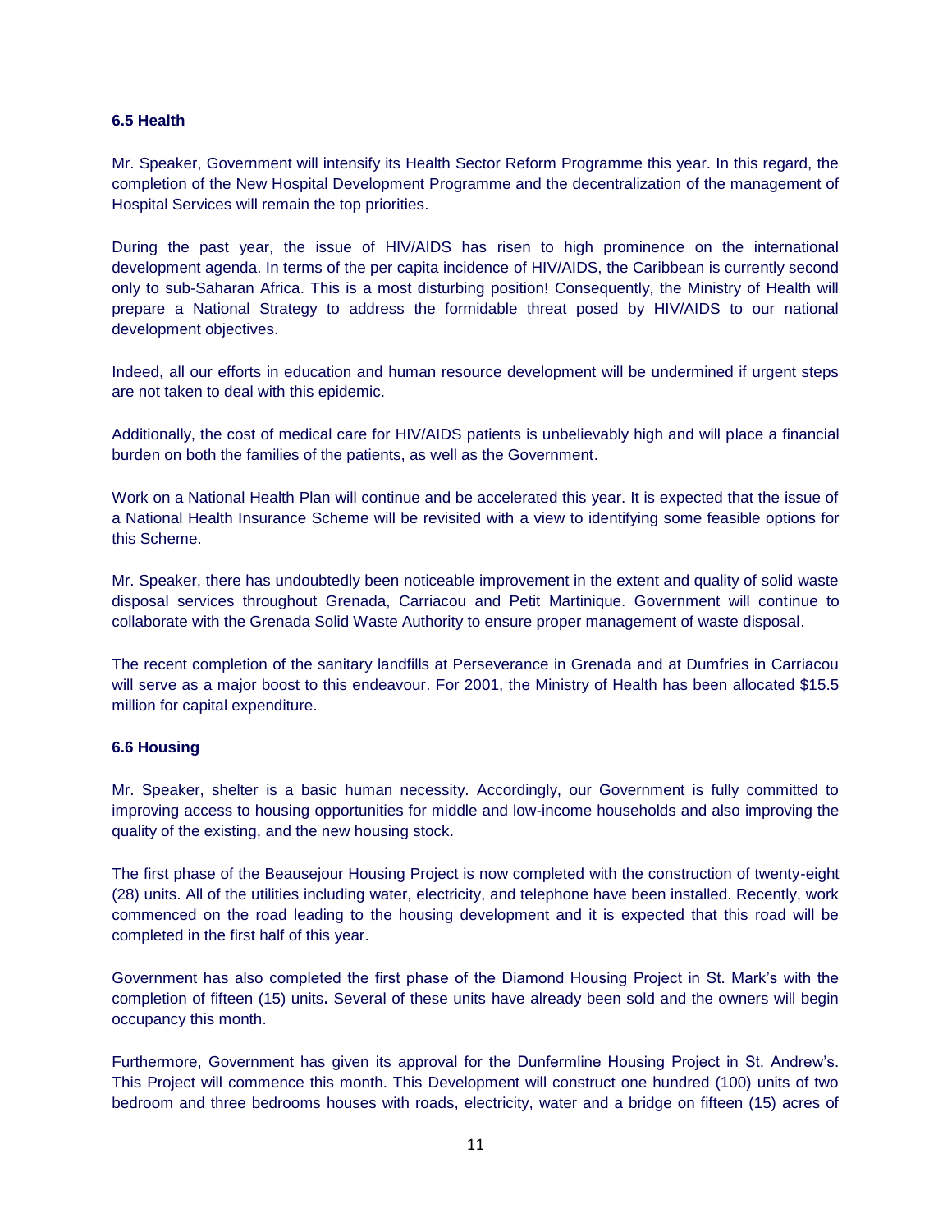### 6.5 Health

Mr. Speaker, Government will intensify its Health Sector Reform Programme this year. In this regard, the completion of the New Hospital Development Programme and the decentralization of the management of Hospital Services will remain the top priorities.

During the past year, the issue of HIV/AIDS has risen to high prominence on the international development agenda. In terms of the per capita incidence of HIV/AIDS, the Caribbean is currently second only to sub-Saharan Africa. This is a most disturbing position! Consequently, the Ministry of Health will prepare a National Strategy to address the formidable threat posed by HIV/AIDS to our national development objectives.

Indeed, all our efforts in education and human resource development will be undermined if urgent steps are not taken to deal with this epidemic.

Additionally, the cost of medical care for HIV/AIDS patients is unbelievably high and will place a financial burden on both the families of the patients, as well as the Government.

Work on a National Health Plan will continue and be accelerated this year. It is expected that the issue of a National Health Insurance Scheme will be revisited with a view to identifying some feasible options for this Scheme.

Mr. Speaker, there has undoubtedly been noticeable improvement in the extent and quality of solid waste disposal services throughout Grenada, Carriacou and Petit Martinique. Government will continue to collaborate with the Grenada Solid Waste Authority to ensure proper management of waste disposal.

The recent completion of the sanitary landfills at Perseverance in Grenada and at Dumfries in Carriacou will serve as a major boost to this endeavour. For 2001, the Ministry of Health has been allocated $15.5 million for capital expenditure.

### 6.6 Housing

Mr. Speaker, shelter is a basic human necessity. Accordingly, our Government is fully committed to improving access to housing opportunities for middle and low-income households and also improving the quality of the existing, and the new housing stock.

The first phase of the Beausejour Housing Project is now completed with the construction of twenty-eight (28) units. All of the utilities including water, electricity, and telephone have been installed. Recently, work commenced on the road leading to the housing development and it is expected that this road will be completed in the first half of this year.

Government has also completed the first phase of the Diamond Housing Project in St. Mark's with the completion of fifteen (15) units. Several of these units have already been sold and the owners will begin occupancy this month.

Furthermore, Government has given its approval for the Dunfermline Housing Project in St. Andrew's. This Project will commence this month. This Development will construct one hundred (100) units of two bedroom and three bedrooms houses with roads, electricity, water and a bridge on fifteen (15) acres of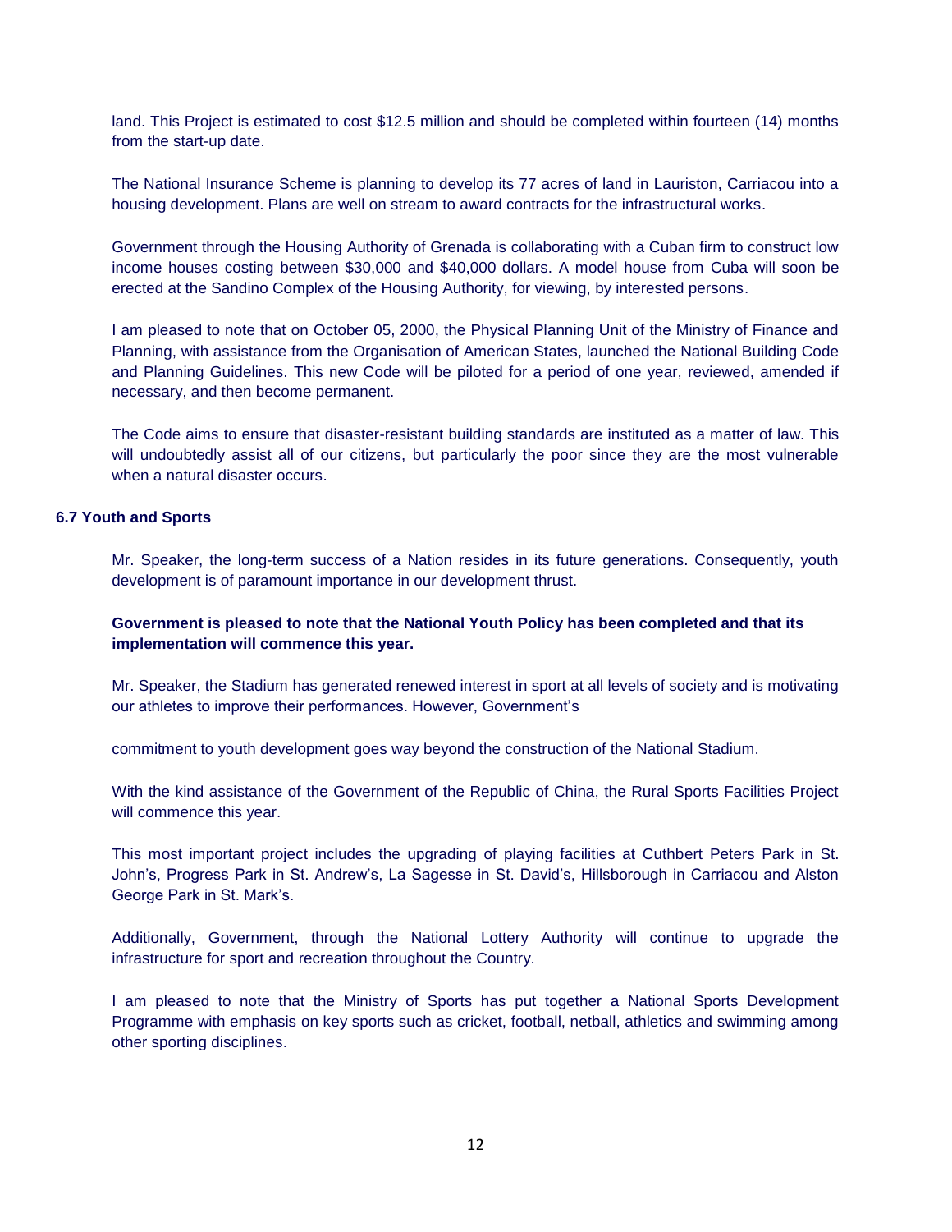land. This Project is estimated to cost $12.5 million and should be completed within fourteen (14) months from the start-up date.

The National Insurance Scheme is planning to develop its 77 acres of land in Lauriston, Carriacou into a housing development. Plans are well on stream to award contracts for the infrastructural works.

Government through the Housing Authority of Grenada is collaborating with a Cuban firm to construct low income houses costing between $30,000 and $40,000 dollars. A model house from Cuba will soon be erected at the Sandino Complex of the Housing Authority, for viewing, by interested persons.

I am pleased to note that on October 05, 2000, the Physical Planning Unit of the Ministry of Finance and Planning, with assistance from the Organisation of American States, launched the National Building Code and Planning Guidelines. This new Code will be piloted for a period of one year, reviewed, amended if necessary, and then become permanent.

The Code aims to ensure that disaster-resistant building standards are instituted as a matter of law. This will undoubtedly assist all of our citizens, but particularly the poor since they are the most vulnerable when a natural disaster occurs.

### 6.7 Youth and Sports

Mr. Speaker, the long-term success of a Nation resides in its future generations. Consequently, youth development is of paramount importance in our development thrust.

**Government is pleased to note that the National Youth Policy has been completed and that its implementation will commence this year.**

Mr. Speaker, the Stadium has generated renewed interest in sport at all levels of society and is motivating our athletes to improve their performances. However, Government's commitment to youth development goes way beyond the construction of the National Stadium.

With the kind assistance of the Government of the Republic of China, the Rural Sports Facilities Project will commence this year.

This most important project includes the upgrading of playing facilities at Cuthbert Peters Park in St. John's, Progress Park in St. Andrew's, La Sagesse in St. David's, Hillsborough in Carriacou and Alston George Park in St. Mark's.

Additionally, Government, through the National Lottery Authority will continue to upgrade the infrastructure for sport and recreation throughout the Country.

I am pleased to note that the Ministry of Sports has put together a National Sports Development Programme with emphasis on key sports such as cricket, football, netball, athletics and swimming among other sporting disciplines.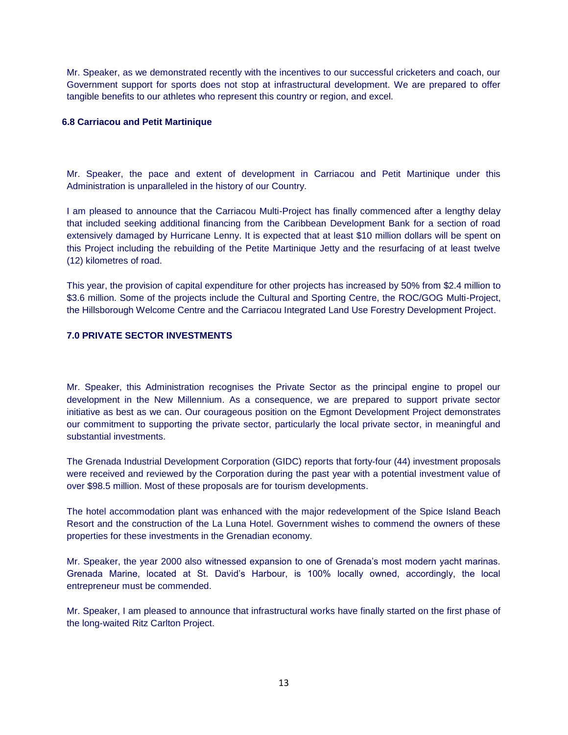Mr. Speaker, as we demonstrated recently with the incentives to our successful cricketers and coach, our Government support for sports does not stop at infrastructural development. We are prepared to offer tangible benefits to our athletes who represent this country or region, and excel.

### 6.8 Carriacou and Petit Martinique

Mr. Speaker, the pace and extent of development in Carriacou and Petit Martinique under this Administration is unparalleled in the history of our Country.

I am pleased to announce that the Carriacou Multi-Project has finally commenced after a lengthy delay that included seeking additional financing from the Caribbean Development Bank for a section of road extensively damaged by Hurricane Lenny. It is expected that at least $10 million dollars will be spent on this Project including the rebuilding of the Petite Martinique Jetty and the resurfacing of at least twelve (12) kilometres of road.

This year, the provision of capital expenditure for other projects has increased by 50% from $2.4 million to $3.6 million. Some of the projects include the Cultural and Sporting Centre, the ROC/GOG Multi-Project, the Hillsborough Welcome Centre and the Carriacou Integrated Land Use Forestry Development Project.

## 7.0 PRIVATE SECTOR INVESTMENTS

Mr. Speaker, this Administration recognises the Private Sector as the principal engine to propel our development in the New Millennium. As a consequence, we are prepared to support private sector initiative as best as we can. Our courageous position on the Egmont Development Project demonstrates our commitment to supporting the private sector, particularly the local private sector, in meaningful and substantial investments.

The Grenada Industrial Development Corporation (GIDC) reports that forty-four (44) investment proposals were received and reviewed by the Corporation during the past year with a potential investment value of over $98.5 million. Most of these proposals are for tourism developments.

The hotel accommodation plant was enhanced with the major redevelopment of the Spice Island Beach Resort and the construction of the La Luna Hotel. Government wishes to commend the owners of these properties for these investments in the Grenadian economy.

Mr. Speaker, the year 2000 also witnessed expansion to one of Grenada's most modern yacht marinas. Grenada Marine, located at St. David's Harbour, is 100% locally owned, accordingly, the local entrepreneur must be commended.

Mr. Speaker, I am pleased to announce that infrastructural works have finally started on the first phase of the long-waited Ritz Carlton Project.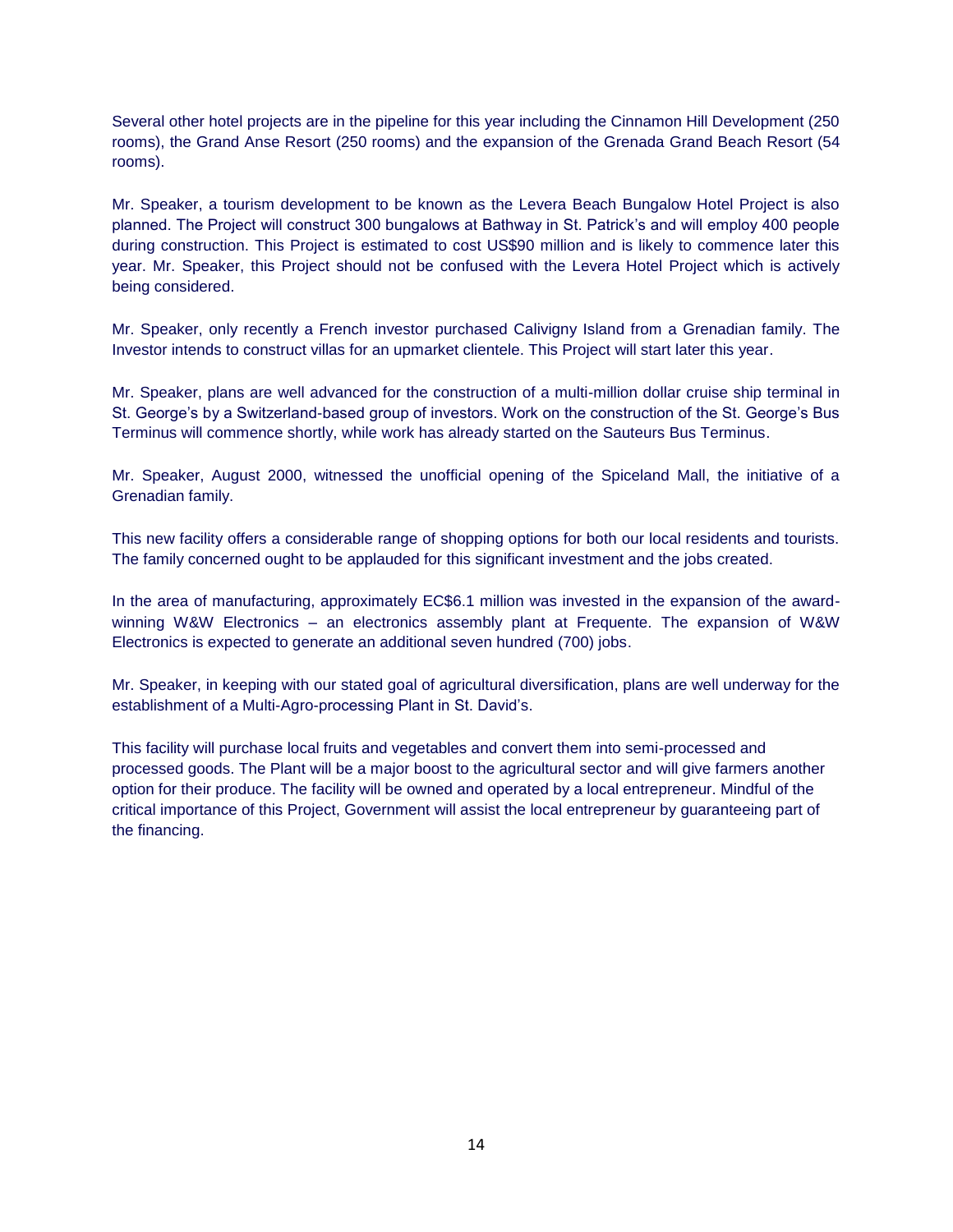Several other hotel projects are in the pipeline for this year including the Cinnamon Hill Development (250 rooms), the Grand Anse Resort (250 rooms) and the expansion of the Grenada Grand Beach Resort (54 rooms).

Mr. Speaker, a tourism development to be known as the Levera Beach Bungalow Hotel Project is also planned. The Project will construct 300 bungalows at Bathway in St. Patrick's and will employ 400 people during construction. This Project is estimated to cost US$90 million and is likely to commence later this year. Mr. Speaker, this Project should not be confused with the Levera Hotel Project which is actively being considered.

Mr. Speaker, only recently a French investor purchased Calivigny Island from a Grenadian family. The Investor intends to construct villas for an upmarket clientele. This Project will start later this year.

Mr. Speaker, plans are well advanced for the construction of a multi-million dollar cruise ship terminal in St. George's by a Switzerland-based group of investors. Work on the construction of the St. George's Bus Terminus will commence shortly, while work has already started on the Sauteurs Bus Terminus.

Mr. Speaker, August 2000, witnessed the unofficial opening of the Spiceland Mall, the initiative of a Grenadian family.

This new facility offers a considerable range of shopping options for both our local residents and tourists. The family concerned ought to be applauded for this significant investment and the jobs created.

In the area of manufacturing, approximately EC$6.1 million was invested in the expansion of the award-winning W&W Electronics – an electronics assembly plant at Frequente. The expansion of W&W Electronics is expected to generate an additional seven hundred (700) jobs.

Mr. Speaker, in keeping with our stated goal of agricultural diversification, plans are well underway for the establishment of a Multi-Agro-processing Plant in St. David's.

This facility will purchase local fruits and vegetables and convert them into semi-processed and processed goods. The Plant will be a major boost to the agricultural sector and will give farmers another option for their produce. The facility will be owned and operated by a local entrepreneur. Mindful of the critical importance of this Project, Government will assist the local entrepreneur by guaranteeing part of the financing.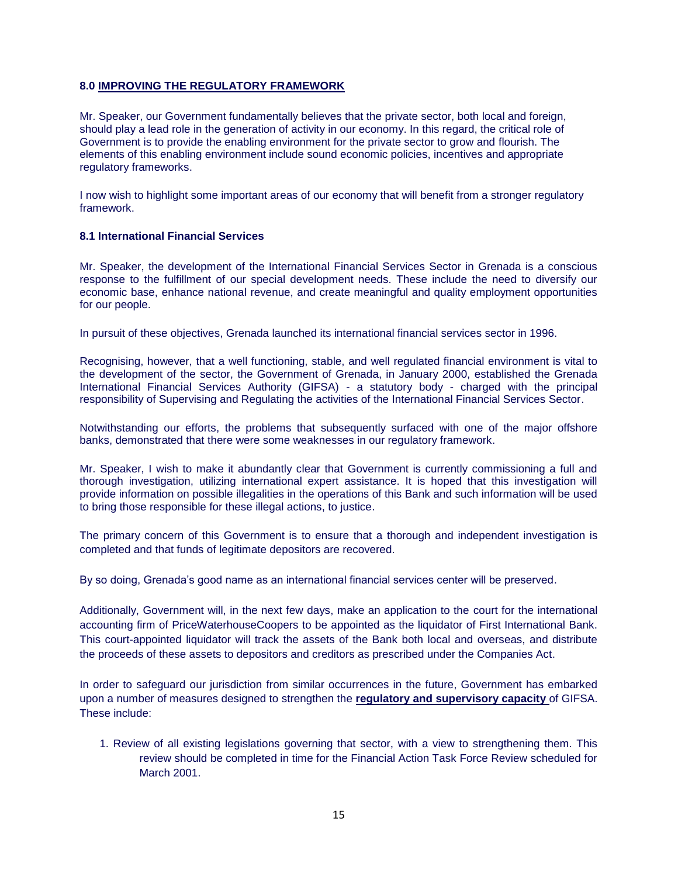## 8.0 IMPROVING THE REGULATORY FRAMEWORK

Mr. Speaker, our Government fundamentally believes that the private sector, both local and foreign, should play a lead role in the generation of activity in our economy. In this regard, the critical role of Government is to provide the enabling environment for the private sector to grow and flourish. The elements of this enabling environment include sound economic policies, incentives and appropriate regulatory frameworks.

I now wish to highlight some important areas of our economy that will benefit from a stronger regulatory framework.

### 8.1 International Financial Services

Mr. Speaker, the development of the International Financial Services Sector in Grenada is a conscious response to the fulfillment of our special development needs. These include the need to diversify our economic base, enhance national revenue, and create meaningful and quality employment opportunities for our people.

In pursuit of these objectives, Grenada launched its international financial services sector in 1996.

Recognising, however, that a well functioning, stable, and well regulated financial environment is vital to the development of the sector, the Government of Grenada, in January 2000, established the Grenada International Financial Services Authority (GIFSA) - a statutory body - charged with the principal responsibility of Supervising and Regulating the activities of the International Financial Services Sector.

Notwithstanding our efforts, the problems that subsequently surfaced with one of the major offshore banks, demonstrated that there were some weaknesses in our regulatory framework.

Mr. Speaker, I wish to make it abundantly clear that Government is currently commissioning a full and thorough investigation, utilizing international expert assistance. It is hoped that this investigation will provide information on possible illegalities in the operations of this Bank and such information will be used to bring those responsible for these illegal actions, to justice.

The primary concern of this Government is to ensure that a thorough and independent investigation is completed and that funds of legitimate depositors are recovered.

By so doing, Grenada's good name as an international financial services center will be preserved.

Additionally, Government will, in the next few days, make an application to the court for the international accounting firm of PriceWaterhouseCoopers to be appointed as the liquidator of First International Bank. This court-appointed liquidator will track the assets of the Bank both local and overseas, and distribute the proceeds of these assets to depositors and creditors as prescribed under the Companies Act.

In order to safeguard our jurisdiction from similar occurrences in the future, Government has embarked upon a number of measures designed to strengthen the **regulatory and supervisory capacity** of GIFSA. These include:

1. Review of all existing legislations governing that sector, with a view to strengthening them. This review should be completed in time for the Financial Action Task Force Review scheduled for March 2001.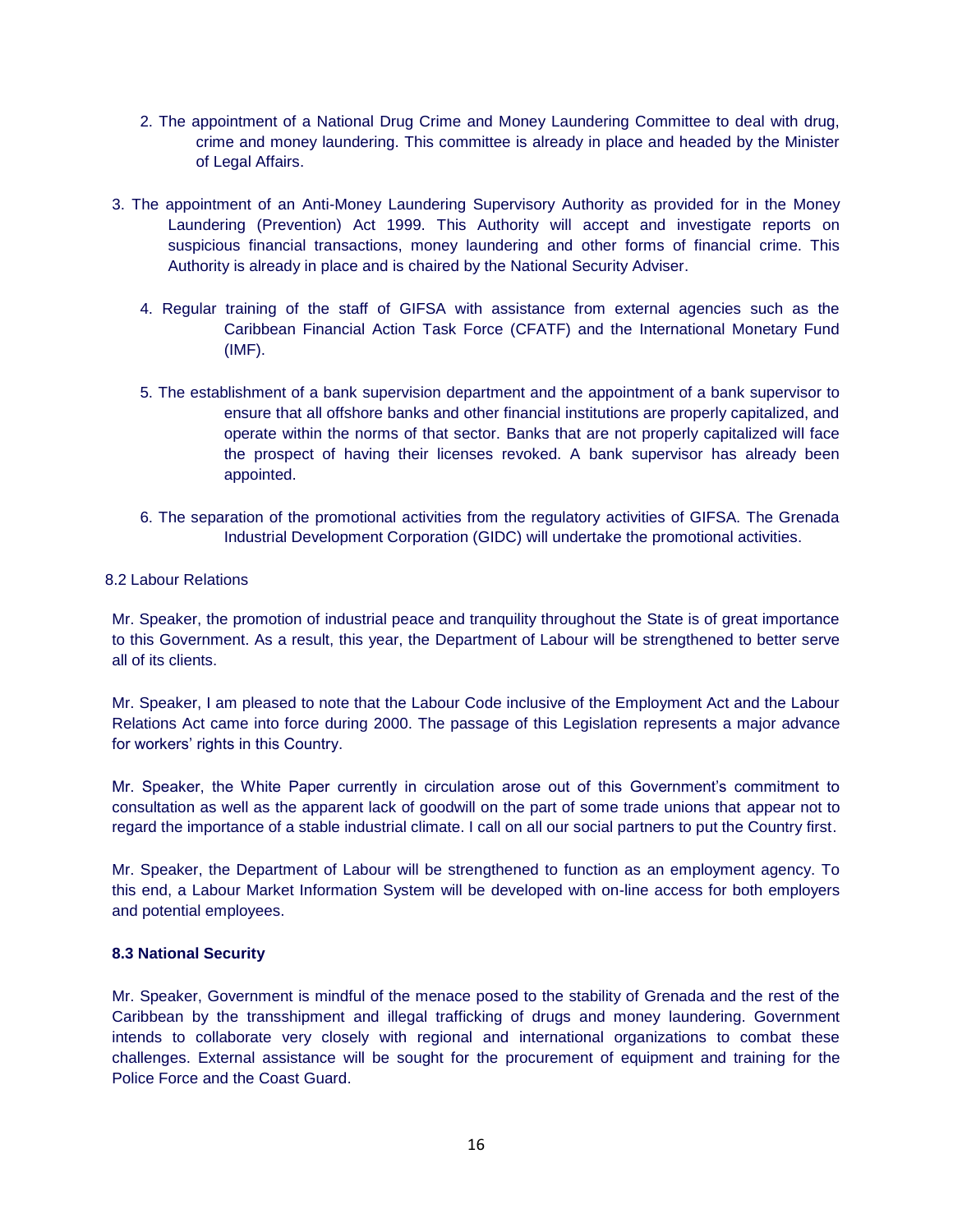2. The appointment of a National Drug Crime and Money Laundering Committee to deal with drug, crime and money laundering. This committee is already in place and headed by the Minister of Legal Affairs.

3. The appointment of an Anti-Money Laundering Supervisory Authority as provided for in the Money Laundering (Prevention) Act 1999. This Authority will accept and investigate reports on suspicious financial transactions, money laundering and other forms of financial crime. This Authority is already in place and is chaired by the National Security Adviser.

4. Regular training of the staff of GIFSA with assistance from external agencies such as the Caribbean Financial Action Task Force (CFATF) and the International Monetary Fund (IMF).

5. The establishment of a bank supervision department and the appointment of a bank supervisor to ensure that all offshore banks and other financial institutions are properly capitalized, and operate within the norms of that sector. Banks that are not properly capitalized will face the prospect of having their licenses revoked. A bank supervisor has already been appointed.

6. The separation of the promotional activities from the regulatory activities of GIFSA. The Grenada Industrial Development Corporation (GIDC) will undertake the promotional activities.

### 8.2 Labour Relations

Mr. Speaker, the promotion of industrial peace and tranquility throughout the State is of great importance to this Government. As a result, this year, the Department of Labour will be strengthened to better serve all of its clients.

Mr. Speaker, I am pleased to note that the Labour Code inclusive of the Employment Act and the Labour Relations Act came into force during 2000. The passage of this Legislation represents a major advance for workers' rights in this Country.

Mr. Speaker, the White Paper currently in circulation arose out of this Government's commitment to consultation as well as the apparent lack of goodwill on the part of some trade unions that appear not to regard the importance of a stable industrial climate. I call on all our social partners to put the Country first.

Mr. Speaker, the Department of Labour will be strengthened to function as an employment agency. To this end, a Labour Market Information System will be developed with on-line access for both employers and potential employees.

### **8.3 National Security**

Mr. Speaker, Government is mindful of the menace posed to the stability of Grenada and the rest of the Caribbean by the transshipment and illegal trafficking of drugs and money laundering. Government intends to collaborate very closely with regional and international organizations to combat these challenges. External assistance will be sought for the procurement of equipment and training for the Police Force and the Coast Guard.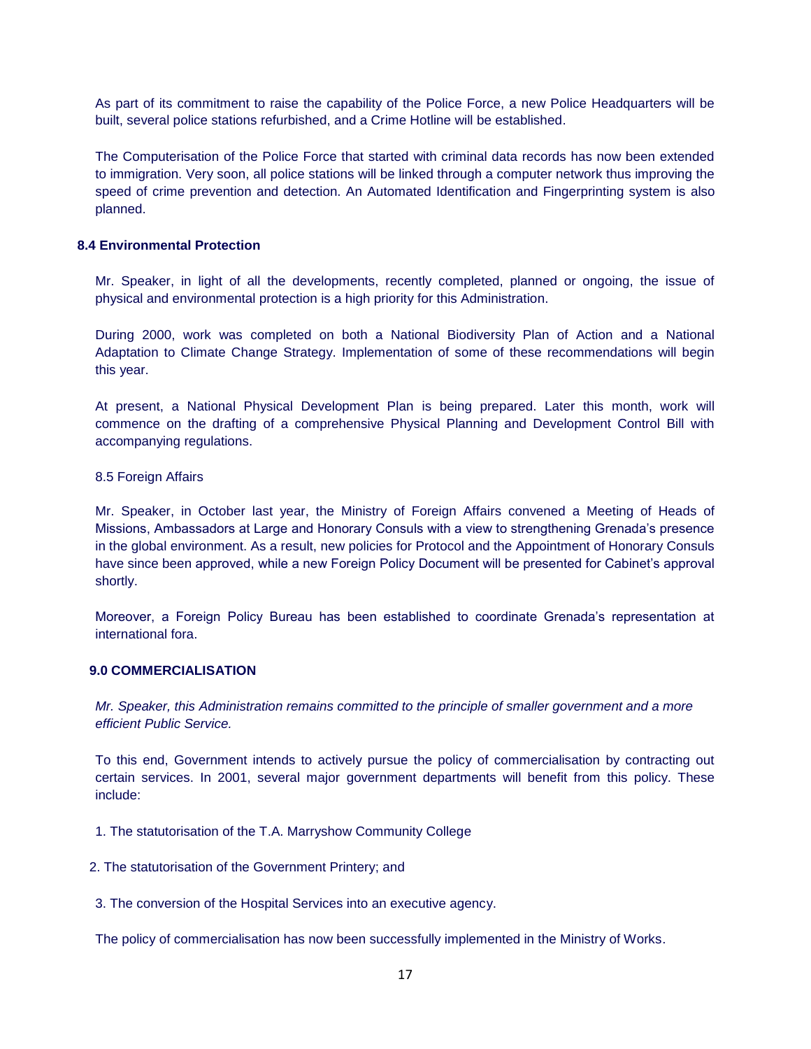As part of its commitment to raise the capability of the Police Force, a new Police Headquarters will be built, several police stations refurbished, and a Crime Hotline will be established.

The Computerisation of the Police Force that started with criminal data records has now been extended to immigration. Very soon, all police stations will be linked through a computer network thus improving the speed of crime prevention and detection. An Automated Identification and Fingerprinting system is also planned.

### 8.4 Environmental Protection

Mr. Speaker, in light of all the developments, recently completed, planned or ongoing, the issue of physical and environmental protection is a high priority for this Administration.

During 2000, work was completed on both a National Biodiversity Plan of Action and a National Adaptation to Climate Change Strategy. Implementation of some of these recommendations will begin this year.

At present, a National Physical Development Plan is being prepared. Later this month, work will commence on the drafting of a comprehensive Physical Planning and Development Control Bill with accompanying regulations.

### 8.5 Foreign Affairs

Mr. Speaker, in October last year, the Ministry of Foreign Affairs convened a Meeting of Heads of Missions, Ambassadors at Large and Honorary Consuls with a view to strengthening Grenada's presence in the global environment. As a result, new policies for Protocol and the Appointment of Honorary Consuls have since been approved, while a new Foreign Policy Document will be presented for Cabinet's approval shortly.

Moreover, a Foreign Policy Bureau has been established to coordinate Grenada's representation at international fora.

## 9.0 COMMERCIALISATION

*Mr. Speaker, this Administration remains committed to the principle of smaller government and a more efficient Public Service.*

To this end, Government intends to actively pursue the policy of commercialisation by contracting out certain services. In 2001, several major government departments will benefit from this policy. These include:

1. The statutorisation of the T.A. Marryshow Community College
2. The statutorisation of the Government Printery; and
3. The conversion of the Hospital Services into an executive agency.

The policy of commercialisation has now been successfully implemented in the Ministry of Works.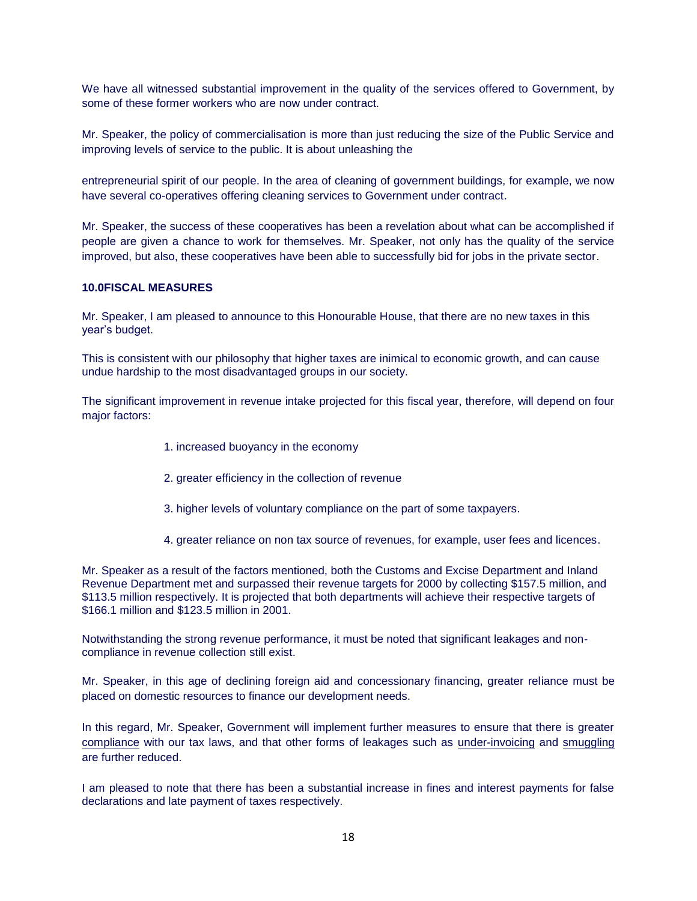We have all witnessed substantial improvement in the quality of the services offered to Government, by some of these former workers who are now under contract.

Mr. Speaker, the policy of commercialisation is more than just reducing the size of the Public Service and improving levels of service to the public. It is about unleashing the

entrepreneurial spirit of our people. In the area of cleaning of government buildings, for example, we now have several co-operatives offering cleaning services to Government under contract.

Mr. Speaker, the success of these cooperatives has been a revelation about what can be accomplished if people are given a chance to work for themselves. Mr. Speaker, not only has the quality of the service improved, but also, these cooperatives have been able to successfully bid for jobs in the private sector.

**10.0FISCAL MEASURES**

Mr. Speaker, I am pleased to announce to this Honourable House, that there are no new taxes in this year's budget.

This is consistent with our philosophy that higher taxes are inimical to economic growth, and can cause undue hardship to the most disadvantaged groups in our society.

The significant improvement in revenue intake projected for this fiscal year, therefore, will depend on four major factors:

1. increased buoyancy in the economy
2. greater efficiency in the collection of revenue
3. higher levels of voluntary compliance on the part of some taxpayers.
4. greater reliance on non tax source of revenues, for example, user fees and licences.

Mr. Speaker as a result of the factors mentioned, both the Customs and Excise Department and Inland Revenue Department met and surpassed their revenue targets for 2000 by collecting $157.5 million, and $113.5 million respectively. It is projected that both departments will achieve their respective targets of $166.1 million and $123.5 million in 2001.

Notwithstanding the strong revenue performance, it must be noted that significant leakages and non-compliance in revenue collection still exist.

Mr. Speaker, in this age of declining foreign aid and concessionary financing, greater reliance must be placed on domestic resources to finance our development needs.

In this regard, Mr. Speaker, Government will implement further measures to ensure that there is greater compliance with our tax laws, and that other forms of leakages such as under-invoicing and smuggling are further reduced.

I am pleased to note that there has been a substantial increase in fines and interest payments for false declarations and late payment of taxes respectively.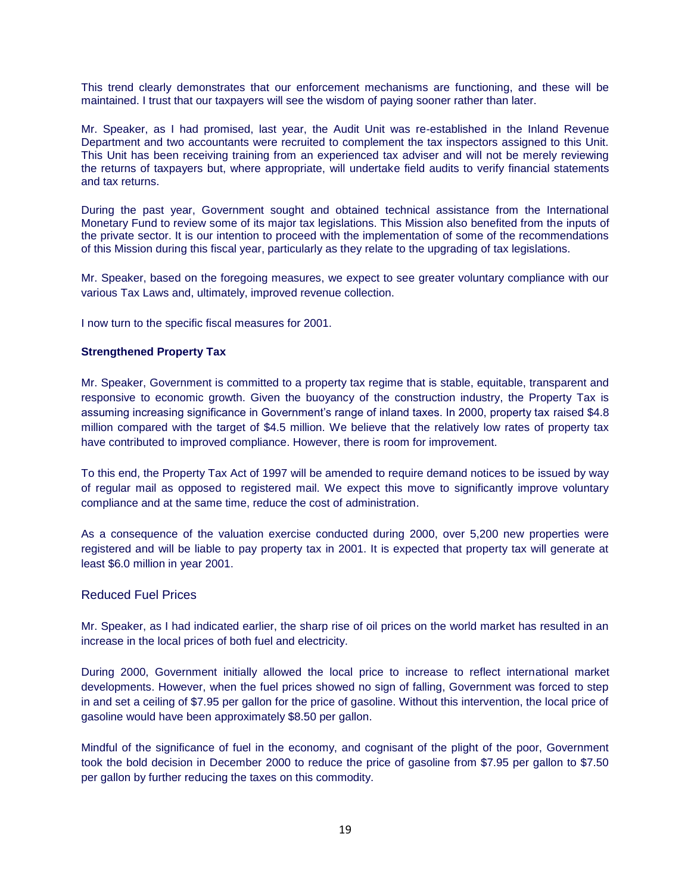This trend clearly demonstrates that our enforcement mechanisms are functioning, and these will be maintained. I trust that our taxpayers will see the wisdom of paying sooner rather than later.

Mr. Speaker, as I had promised, last year, the Audit Unit was re-established in the Inland Revenue Department and two accountants were recruited to complement the tax inspectors assigned to this Unit. This Unit has been receiving training from an experienced tax adviser and will not be merely reviewing the returns of taxpayers but, where appropriate, will undertake field audits to verify financial statements and tax returns.

During the past year, Government sought and obtained technical assistance from the International Monetary Fund to review some of its major tax legislations. This Mission also benefited from the inputs of the private sector. It is our intention to proceed with the implementation of some of the recommendations of this Mission during this fiscal year, particularly as they relate to the upgrading of tax legislations.

Mr. Speaker, based on the foregoing measures, we expect to see greater voluntary compliance with our various Tax Laws and, ultimately, improved revenue collection.

I now turn to the specific fiscal measures for 2001.

### Strengthened Property Tax

Mr. Speaker, Government is committed to a property tax regime that is stable, equitable, transparent and responsive to economic growth. Given the buoyancy of the construction industry, the Property Tax is assuming increasing significance in Government's range of inland taxes. In 2000, property tax raised $4.8 million compared with the target of $4.5 million. We believe that the relatively low rates of property tax have contributed to improved compliance. However, there is room for improvement.

To this end, the Property Tax Act of 1997 will be amended to require demand notices to be issued by way of regular mail as opposed to registered mail. We expect this move to significantly improve voluntary compliance and at the same time, reduce the cost of administration.

As a consequence of the valuation exercise conducted during 2000, over 5,200 new properties were registered and will be liable to pay property tax in 2001. It is expected that property tax will generate at least $6.0 million in year 2001.

### Reduced Fuel Prices

Mr. Speaker, as I had indicated earlier, the sharp rise of oil prices on the world market has resulted in an increase in the local prices of both fuel and electricity.

During 2000, Government initially allowed the local price to increase to reflect international market developments. However, when the fuel prices showed no sign of falling, Government was forced to step in and set a ceiling of $7.95 per gallon for the price of gasoline. Without this intervention, the local price of gasoline would have been approximately $8.50 per gallon.

Mindful of the significance of fuel in the economy, and cognisant of the plight of the poor, Government took the bold decision in December 2000 to reduce the price of gasoline from $7.95 per gallon to $7.50 per gallon by further reducing the taxes on this commodity.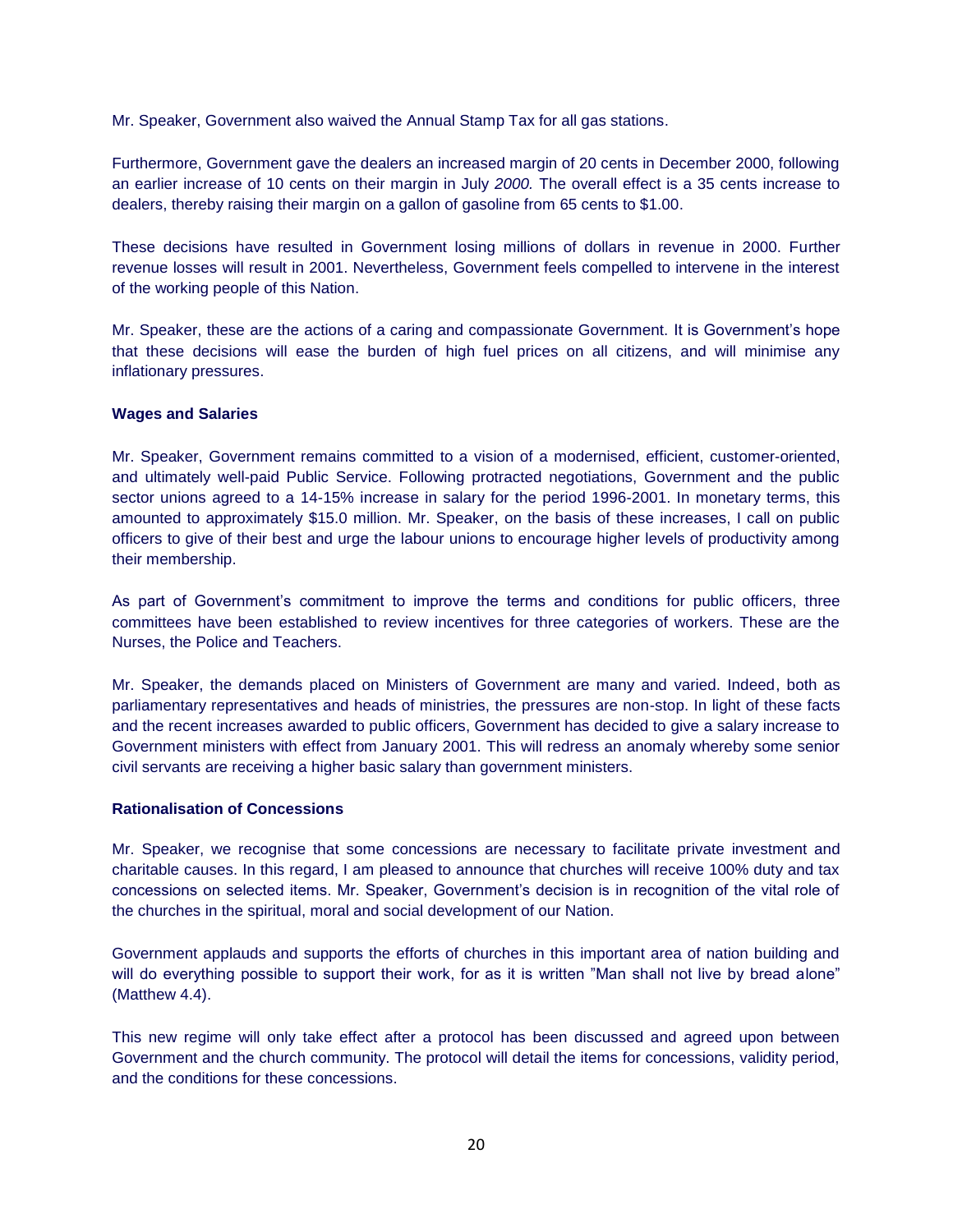Mr. Speaker, Government also waived the Annual Stamp Tax for all gas stations.

Furthermore, Government gave the dealers an increased margin of 20 cents in December 2000, following an earlier increase of 10 cents on their margin in July *2000.* The overall effect is a 35 cents increase to dealers, thereby raising their margin on a gallon of gasoline from 65 cents to $1.00.

These decisions have resulted in Government losing millions of dollars in revenue in 2000. Further revenue losses will result in 2001. Nevertheless, Government feels compelled to intervene in the interest of the working people of this Nation.

Mr. Speaker, these are the actions of a caring and compassionate Government. It is Government's hope that these decisions will ease the burden of high fuel prices on all citizens, and will minimise any inflationary pressures.

**Wages and Salaries**

Mr. Speaker, Government remains committed to a vision of a modernised, efficient, customer-oriented, and ultimately well-paid Public Service. Following protracted negotiations, Government and the public sector unions agreed to a 14-15% increase in salary for the period 1996-2001. In monetary terms, this amounted to approximately $15.0 million. Mr. Speaker, on the basis of these increases, I call on public officers to give of their best and urge the labour unions to encourage higher levels of productivity among their membership.

As part of Government's commitment to improve the terms and conditions for public officers, three committees have been established to review incentives for three categories of workers. These are the Nurses, the Police and Teachers.

Mr. Speaker, the demands placed on Ministers of Government are many and varied. Indeed, both as parliamentary representatives and heads of ministries, the pressures are non-stop. In light of these facts and the recent increases awarded to public officers, Government has decided to give a salary increase to Government ministers with effect from January 2001. This will redress an anomaly whereby some senior civil servants are receiving a higher basic salary than government ministers.

**Rationalisation of Concessions**

Mr. Speaker, we recognise that some concessions are necessary to facilitate private investment and charitable causes. In this regard, I am pleased to announce that churches will receive 100% duty and tax concessions on selected items. Mr. Speaker, Government's decision is in recognition of the vital role of the churches in the spiritual, moral and social development of our Nation.

Government applauds and supports the efforts of churches in this important area of nation building and will do everything possible to support their work, for as it is written "Man shall not live by bread alone" (Matthew 4.4).

This new regime will only take effect after a protocol has been discussed and agreed upon between Government and the church community. The protocol will detail the items for concessions, validity period, and the conditions for these concessions.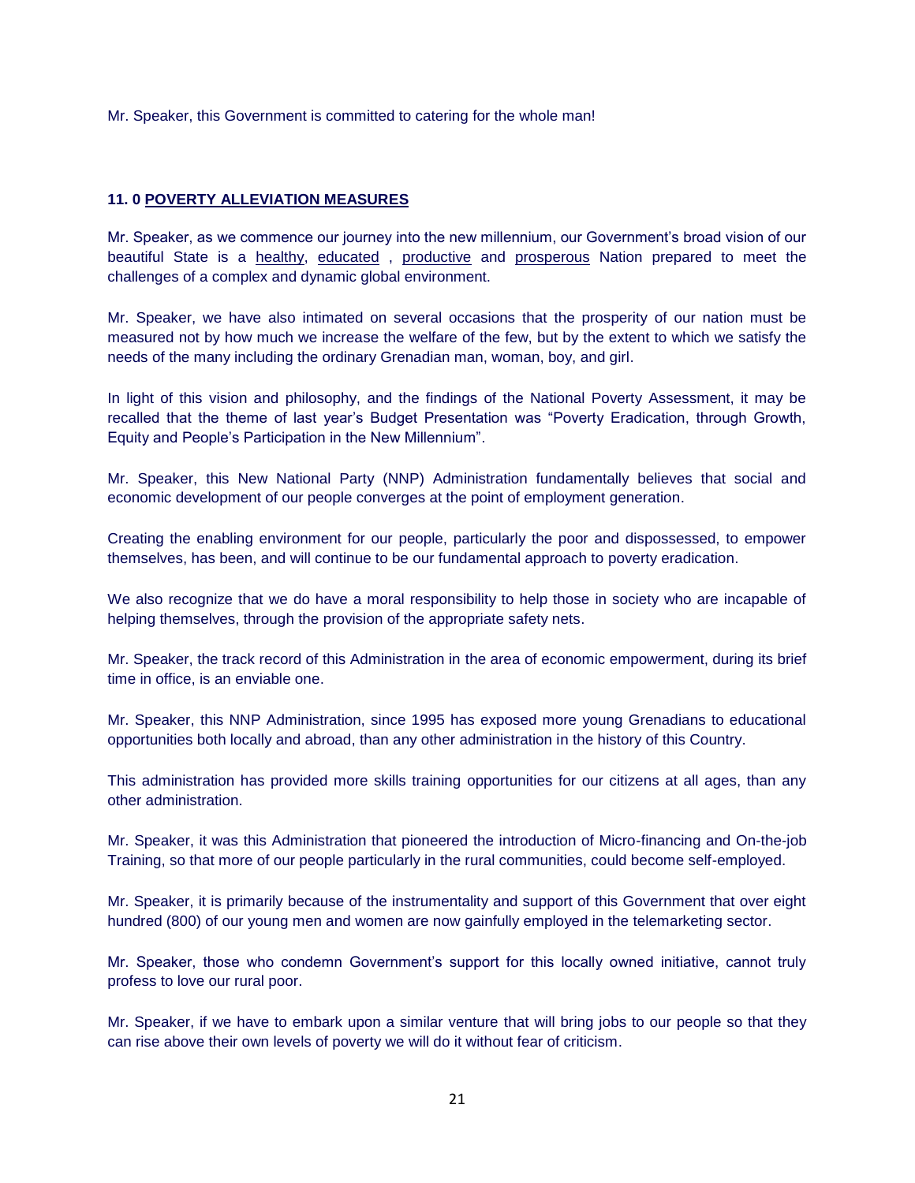Mr. Speaker, this Government is committed to catering for the whole man!

## 11. 0 POVERTY ALLEVIATION MEASURES

Mr. Speaker, as we commence our journey into the new millennium, our Government's broad vision of our beautiful State is a healthy, educated , productive and prosperous Nation prepared to meet the challenges of a complex and dynamic global environment.

Mr. Speaker, we have also intimated on several occasions that the prosperity of our nation must be measured not by how much we increase the welfare of the few, but by the extent to which we satisfy the needs of the many including the ordinary Grenadian man, woman, boy, and girl.

In light of this vision and philosophy, and the findings of the National Poverty Assessment, it may be recalled that the theme of last year's Budget Presentation was "Poverty Eradication, through Growth, Equity and People's Participation in the New Millennium".

Mr. Speaker, this New National Party (NNP) Administration fundamentally believes that social and economic development of our people converges at the point of employment generation.

Creating the enabling environment for our people, particularly the poor and dispossessed, to empower themselves, has been, and will continue to be our fundamental approach to poverty eradication.

We also recognize that we do have a moral responsibility to help those in society who are incapable of helping themselves, through the provision of the appropriate safety nets.

Mr. Speaker, the track record of this Administration in the area of economic empowerment, during its brief time in office, is an enviable one.

Mr. Speaker, this NNP Administration, since 1995 has exposed more young Grenadians to educational opportunities both locally and abroad, than any other administration in the history of this Country.

This administration has provided more skills training opportunities for our citizens at all ages, than any other administration.

Mr. Speaker, it was this Administration that pioneered the introduction of Micro-financing and On-the-job Training, so that more of our people particularly in the rural communities, could become self-employed.

Mr. Speaker, it is primarily because of the instrumentality and support of this Government that over eight hundred (800) of our young men and women are now gainfully employed in the telemarketing sector.

Mr. Speaker, those who condemn Government's support for this locally owned initiative, cannot truly profess to love our rural poor.

Mr. Speaker, if we have to embark upon a similar venture that will bring jobs to our people so that they can rise above their own levels of poverty we will do it without fear of criticism.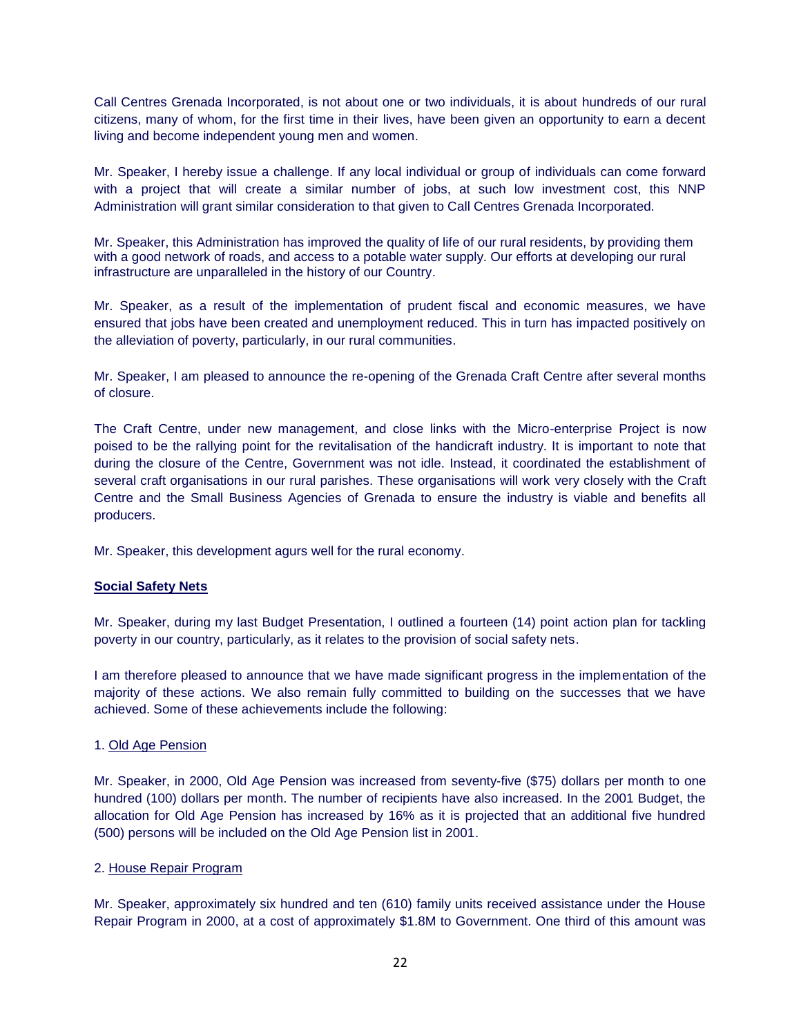Call Centres Grenada Incorporated, is not about one or two individuals, it is about hundreds of our rural citizens, many of whom, for the first time in their lives, have been given an opportunity to earn a decent living and become independent young men and women.

Mr. Speaker, I hereby issue a challenge. If any local individual or group of individuals can come forward with a project that will create a similar number of jobs, at such low investment cost, this NNP Administration will grant similar consideration to that given to Call Centres Grenada Incorporated.

Mr. Speaker, this Administration has improved the quality of life of our rural residents, by providing them with a good network of roads, and access to a potable water supply. Our efforts at developing our rural infrastructure are unparalleled in the history of our Country.

Mr. Speaker, as a result of the implementation of prudent fiscal and economic measures, we have ensured that jobs have been created and unemployment reduced. This in turn has impacted positively on the alleviation of poverty, particularly, in our rural communities.

Mr. Speaker, I am pleased to announce the re-opening of the Grenada Craft Centre after several months of closure.

The Craft Centre, under new management, and close links with the Micro-enterprise Project is now poised to be the rallying point for the revitalisation of the handicraft industry. It is important to note that during the closure of the Centre, Government was not idle. Instead, it coordinated the establishment of several craft organisations in our rural parishes. These organisations will work very closely with the Craft Centre and the Small Business Agencies of Grenada to ensure the industry is viable and benefits all producers.

Mr. Speaker, this development agurs well for the rural economy.

## Social Safety Nets

Mr. Speaker, during my last Budget Presentation, I outlined a fourteen (14) point action plan for tackling poverty in our country, particularly, as it relates to the provision of social safety nets.

I am therefore pleased to announce that we have made significant progress in the implementation of the majority of these actions. We also remain fully committed to building on the successes that we have achieved. Some of these achievements include the following:

1. Old Age Pension

Mr. Speaker, in 2000, Old Age Pension was increased from seventy-five ($75) dollars per month to one hundred (100) dollars per month. The number of recipients have also increased. In the 2001 Budget, the allocation for Old Age Pension has increased by 16% as it is projected that an additional five hundred (500) persons will be included on the Old Age Pension list in 2001.

2. House Repair Program

Mr. Speaker, approximately six hundred and ten (610) family units received assistance under the House Repair Program in 2000, at a cost of approximately $1.8M to Government. One third of this amount was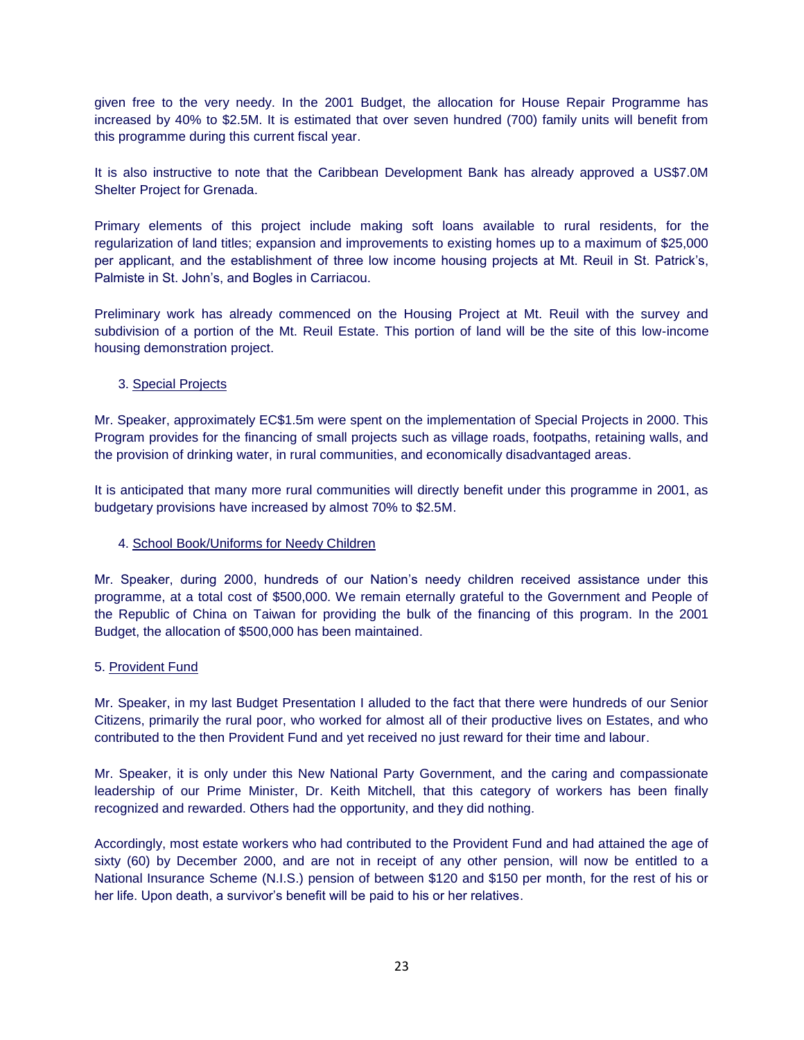given free to the very needy. In the 2001 Budget, the allocation for House Repair Programme has increased by 40% to $2.5M. It is estimated that over seven hundred (700) family units will benefit from this programme during this current fiscal year.

It is also instructive to note that the Caribbean Development Bank has already approved a US$7.0M Shelter Project for Grenada.

Primary elements of this project include making soft loans available to rural residents, for the regularization of land titles; expansion and improvements to existing homes up to a maximum of $25,000 per applicant, and the establishment of three low income housing projects at Mt. Reuil in St. Patrick's, Palmiste in St. John's, and Bogles in Carriacou.

Preliminary work has already commenced on the Housing Project at Mt. Reuil with the survey and subdivision of a portion of the Mt. Reuil Estate. This portion of land will be the site of this low-income housing demonstration project.

3. Special Projects

Mr. Speaker, approximately EC$1.5m were spent on the implementation of Special Projects in 2000. This Program provides for the financing of small projects such as village roads, footpaths, retaining walls, and the provision of drinking water, in rural communities, and economically disadvantaged areas.

It is anticipated that many more rural communities will directly benefit under this programme in 2001, as budgetary provisions have increased by almost 70% to $2.5M.

4. School Book/Uniforms for Needy Children

Mr. Speaker, during 2000, hundreds of our Nation's needy children received assistance under this programme, at a total cost of $500,000. We remain eternally grateful to the Government and People of the Republic of China on Taiwan for providing the bulk of the financing of this program. In the 2001 Budget, the allocation of $500,000 has been maintained.

5. Provident Fund

Mr. Speaker, in my last Budget Presentation I alluded to the fact that there were hundreds of our Senior Citizens, primarily the rural poor, who worked for almost all of their productive lives on Estates, and who contributed to the then Provident Fund and yet received no just reward for their time and labour.

Mr. Speaker, it is only under this New National Party Government, and the caring and compassionate leadership of our Prime Minister, Dr. Keith Mitchell, that this category of workers has been finally recognized and rewarded. Others had the opportunity, and they did nothing.

Accordingly, most estate workers who had contributed to the Provident Fund and had attained the age of sixty (60) by December 2000, and are not in receipt of any other pension, will now be entitled to a National Insurance Scheme (N.I.S.) pension of between $120 and $150 per month, for the rest of his or her life. Upon death, a survivor's benefit will be paid to his or her relatives.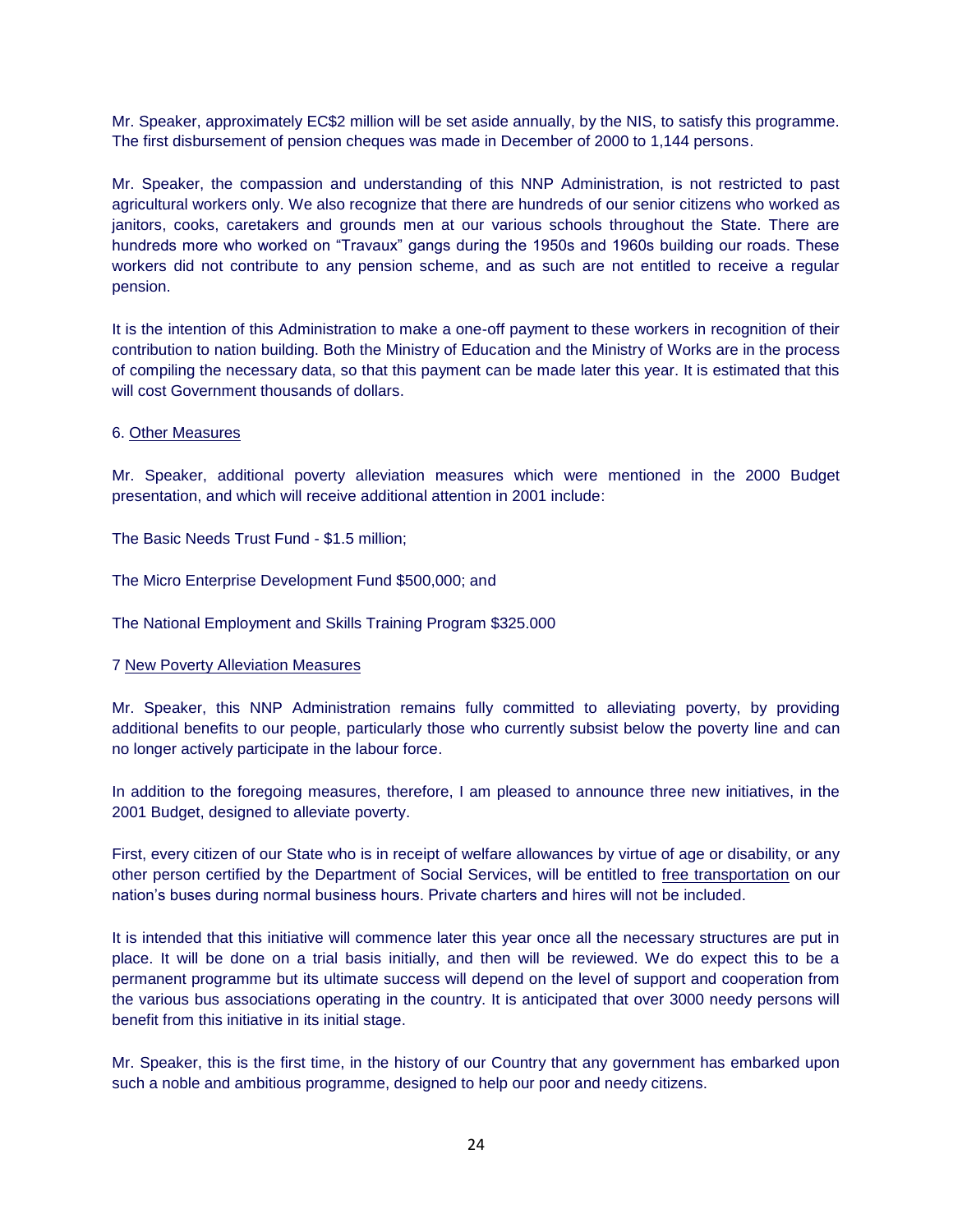Mr. Speaker, approximately EC$2 million will be set aside annually, by the NIS, to satisfy this programme. The first disbursement of pension cheques was made in December of 2000 to 1,144 persons.

Mr. Speaker, the compassion and understanding of this NNP Administration, is not restricted to past agricultural workers only. We also recognize that there are hundreds of our senior citizens who worked as janitors, cooks, caretakers and grounds men at our various schools throughout the State. There are hundreds more who worked on "Travaux" gangs during the 1950s and 1960s building our roads. These workers did not contribute to any pension scheme, and as such are not entitled to receive a regular pension.

It is the intention of this Administration to make a one-off payment to these workers in recognition of their contribution to nation building. Both the Ministry of Education and the Ministry of Works are in the process of compiling the necessary data, so that this payment can be made later this year. It is estimated that this will cost Government thousands of dollars.

6. Other Measures

Mr. Speaker, additional poverty alleviation measures which were mentioned in the 2000 Budget presentation, and which will receive additional attention in 2001 include:

The Basic Needs Trust Fund - $1.5 million;

The Micro Enterprise Development Fund $500,000; and

The National Employment and Skills Training Program $325.000

7 New Poverty Alleviation Measures

Mr. Speaker, this NNP Administration remains fully committed to alleviating poverty, by providing additional benefits to our people, particularly those who currently subsist below the poverty line and can no longer actively participate in the labour force.

In addition to the foregoing measures, therefore, I am pleased to announce three new initiatives, in the 2001 Budget, designed to alleviate poverty.

First, every citizen of our State who is in receipt of welfare allowances by virtue of age or disability, or any other person certified by the Department of Social Services, will be entitled to free transportation on our nation's buses during normal business hours. Private charters and hires will not be included.

It is intended that this initiative will commence later this year once all the necessary structures are put in place. It will be done on a trial basis initially, and then will be reviewed. We do expect this to be a permanent programme but its ultimate success will depend on the level of support and cooperation from the various bus associations operating in the country. It is anticipated that over 3000 needy persons will benefit from this initiative in its initial stage.

Mr. Speaker, this is the first time, in the history of our Country that any government has embarked upon such a noble and ambitious programme, designed to help our poor and needy citizens.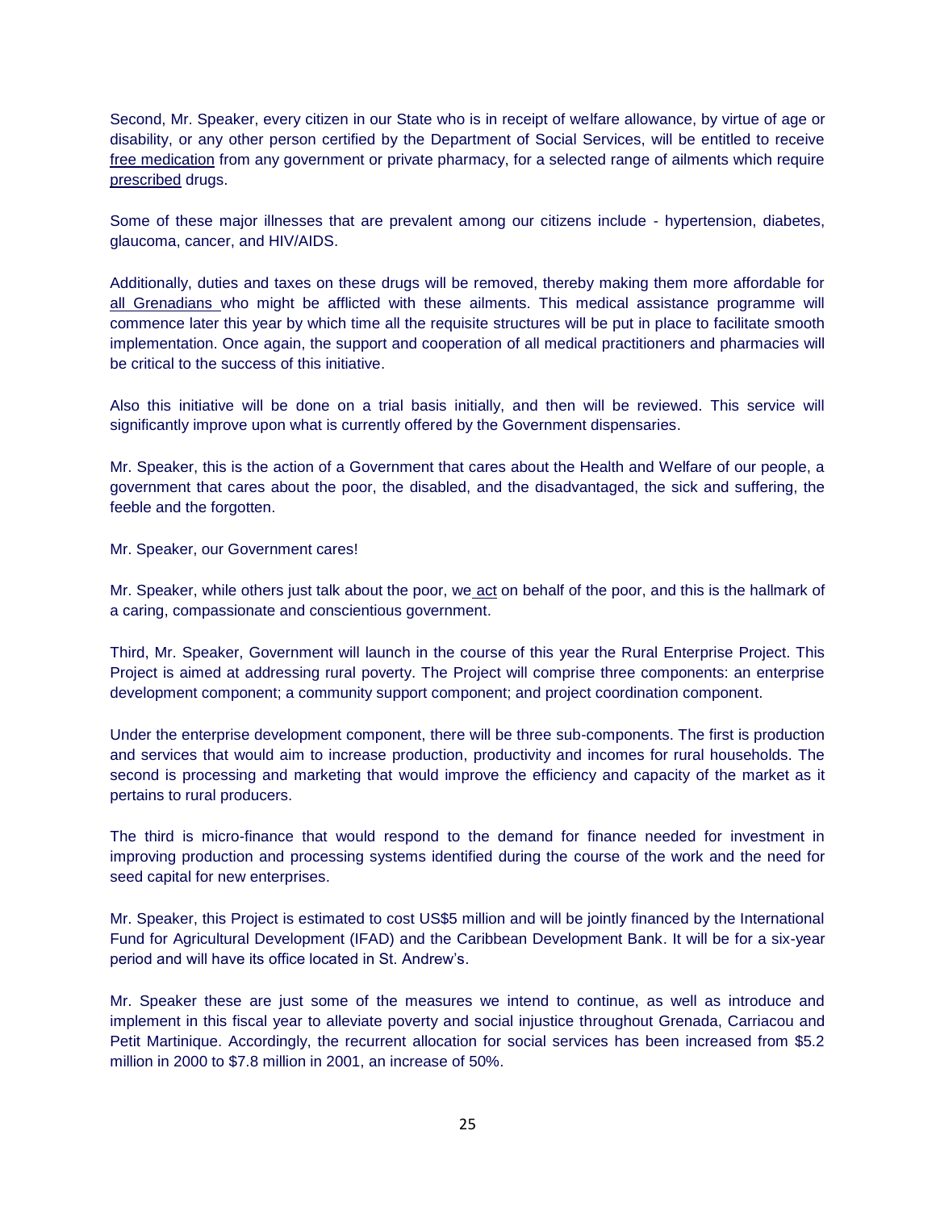Second, Mr. Speaker, every citizen in our State who is in receipt of welfare allowance, by virtue of age or disability, or any other person certified by the Department of Social Services, will be entitled to receive free medication from any government or private pharmacy, for a selected range of ailments which require prescribed drugs.

Some of these major illnesses that are prevalent among our citizens include - hypertension, diabetes, glaucoma, cancer, and HIV/AIDS.

Additionally, duties and taxes on these drugs will be removed, thereby making them more affordable for all Grenadians who might be afflicted with these ailments. This medical assistance programme will commence later this year by which time all the requisite structures will be put in place to facilitate smooth implementation. Once again, the support and cooperation of all medical practitioners and pharmacies will be critical to the success of this initiative.

Also this initiative will be done on a trial basis initially, and then will be reviewed. This service will significantly improve upon what is currently offered by the Government dispensaries.

Mr. Speaker, this is the action of a Government that cares about the Health and Welfare of our people, a government that cares about the poor, the disabled, and the disadvantaged, the sick and suffering, the feeble and the forgotten.

Mr. Speaker, our Government cares!

Mr. Speaker, while others just talk about the poor, we act on behalf of the poor, and this is the hallmark of a caring, compassionate and conscientious government.

Third, Mr. Speaker, Government will launch in the course of this year the Rural Enterprise Project. This Project is aimed at addressing rural poverty. The Project will comprise three components: an enterprise development component; a community support component; and project coordination component.

Under the enterprise development component, there will be three sub-components. The first is production and services that would aim to increase production, productivity and incomes for rural households. The second is processing and marketing that would improve the efficiency and capacity of the market as it pertains to rural producers.

The third is micro-finance that would respond to the demand for finance needed for investment in improving production and processing systems identified during the course of the work and the need for seed capital for new enterprises.

Mr. Speaker, this Project is estimated to cost US$5 million and will be jointly financed by the International Fund for Agricultural Development (IFAD) and the Caribbean Development Bank. It will be for a six-year period and will have its office located in St. Andrew's.

Mr. Speaker these are just some of the measures we intend to continue, as well as introduce and implement in this fiscal year to alleviate poverty and social injustice throughout Grenada, Carriacou and Petit Martinique. Accordingly, the recurrent allocation for social services has been increased from $5.2 million in 2000 to $7.8 million in 2001, an increase of 50%.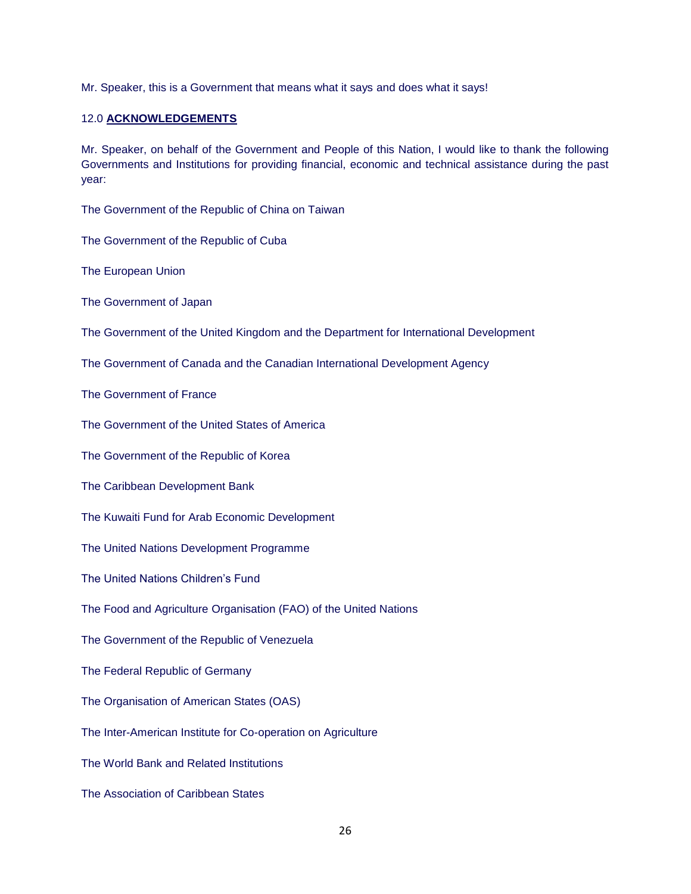Mr. Speaker, this is a Government that means what it says and does what it says!

## 12.0 **ACKNOWLEDGEMENTS**

Mr. Speaker, on behalf of the Government and People of this Nation, I would like to thank the following Governments and Institutions for providing financial, economic and technical assistance during the past year:

The Government of the Republic of China on Taiwan

The Government of the Republic of Cuba

The European Union

The Government of Japan

The Government of the United Kingdom and the Department for International Development

The Government of Canada and the Canadian International Development Agency

The Government of France

The Government of the United States of America

The Government of the Republic of Korea

The Caribbean Development Bank

The Kuwaiti Fund for Arab Economic Development

The United Nations Development Programme

The United Nations Children's Fund

The Food and Agriculture Organisation (FAO) of the United Nations

The Government of the Republic of Venezuela

The Federal Republic of Germany

The Organisation of American States (OAS)

The Inter-American Institute for Co-operation on Agriculture

The World Bank and Related Institutions

The Association of Caribbean States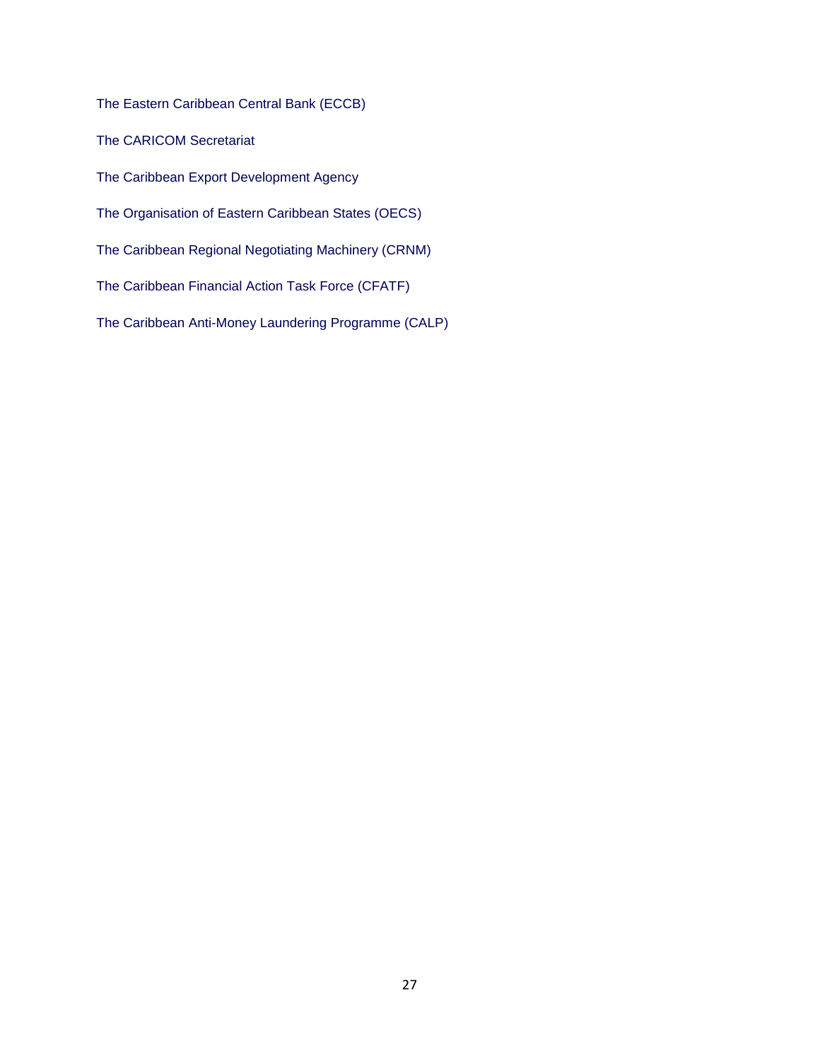The Eastern Caribbean Central Bank (ECCB)

The CARICOM Secretariat

The Caribbean Export Development Agency

The Organisation of Eastern Caribbean States (OECS)

The Caribbean Regional Negotiating Machinery (CRNM)

The Caribbean Financial Action Task Force (CFATF)

The Caribbean Anti-Money Laundering Programme (CALP)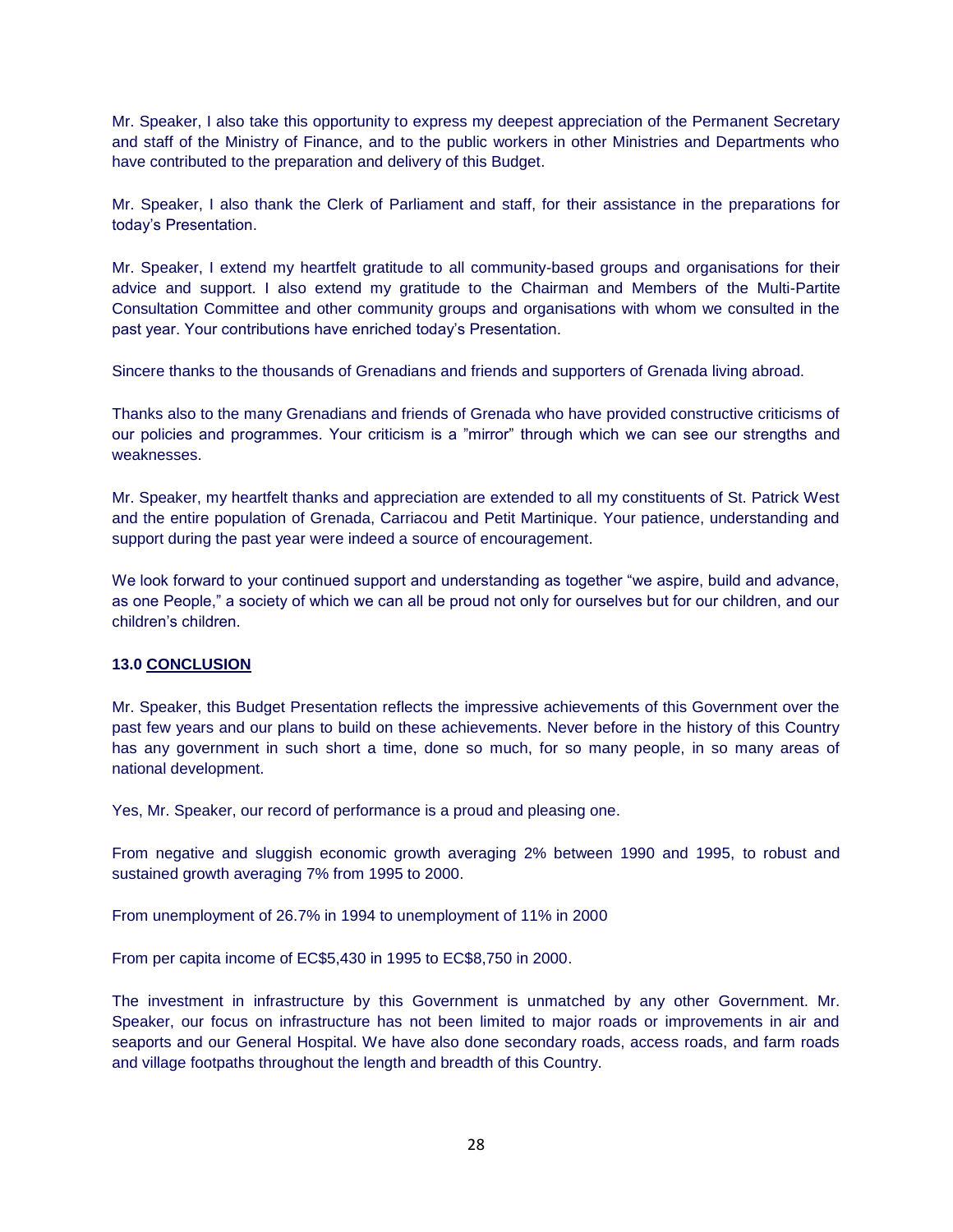Mr. Speaker, I also take this opportunity to express my deepest appreciation of the Permanent Secretary and staff of the Ministry of Finance, and to the public workers in other Ministries and Departments who have contributed to the preparation and delivery of this Budget.

Mr. Speaker, I also thank the Clerk of Parliament and staff, for their assistance in the preparations for today's Presentation.

Mr. Speaker, I extend my heartfelt gratitude to all community-based groups and organisations for their advice and support. I also extend my gratitude to the Chairman and Members of the Multi-Partite Consultation Committee and other community groups and organisations with whom we consulted in the past year. Your contributions have enriched today's Presentation.

Sincere thanks to the thousands of Grenadians and friends and supporters of Grenada living abroad.

Thanks also to the many Grenadians and friends of Grenada who have provided constructive criticisms of our policies and programmes. Your criticism is a "mirror" through which we can see our strengths and weaknesses.

Mr. Speaker, my heartfelt thanks and appreciation are extended to all my constituents of St. Patrick West and the entire population of Grenada, Carriacou and Petit Martinique. Your patience, understanding and support during the past year were indeed a source of encouragement.

We look forward to your continued support and understanding as together "we aspire, build and advance, as one People," a society of which we can all be proud not only for ourselves but for our children, and our children's children.

## 13.0 CONCLUSION

Mr. Speaker, this Budget Presentation reflects the impressive achievements of this Government over the past few years and our plans to build on these achievements. Never before in the history of this Country has any government in such short a time, done so much, for so many people, in so many areas of national development.

Yes, Mr. Speaker, our record of performance is a proud and pleasing one.

From negative and sluggish economic growth averaging 2% between 1990 and 1995, to robust and sustained growth averaging 7% from 1995 to 2000.

From unemployment of 26.7% in 1994 to unemployment of 11% in 2000

From per capita income of EC$5,430 in 1995 to EC$8,750 in 2000.

The investment in infrastructure by this Government is unmatched by any other Government. Mr. Speaker, our focus on infrastructure has not been limited to major roads or improvements in air and seaports and our General Hospital. We have also done secondary roads, access roads, and farm roads and village footpaths throughout the length and breadth of this Country.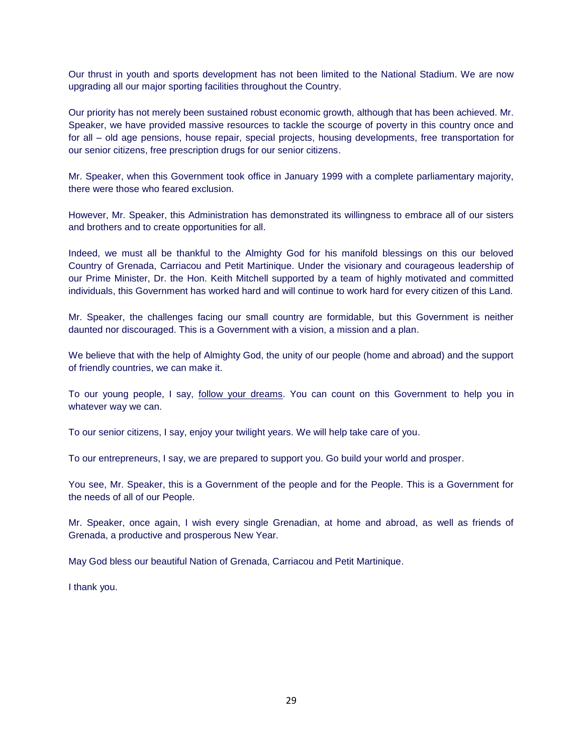Our thrust in youth and sports development has not been limited to the National Stadium. We are now upgrading all our major sporting facilities throughout the Country.

Our priority has not merely been sustained robust economic growth, although that has been achieved. Mr. Speaker, we have provided massive resources to tackle the scourge of poverty in this country once and for all – old age pensions, house repair, special projects, housing developments, free transportation for our senior citizens, free prescription drugs for our senior citizens.

Mr. Speaker, when this Government took office in January 1999 with a complete parliamentary majority, there were those who feared exclusion.

However, Mr. Speaker, this Administration has demonstrated its willingness to embrace all of our sisters and brothers and to create opportunities for all.

Indeed, we must all be thankful to the Almighty God for his manifold blessings on this our beloved Country of Grenada, Carriacou and Petit Martinique. Under the visionary and courageous leadership of our Prime Minister, Dr. the Hon. Keith Mitchell supported by a team of highly motivated and committed individuals, this Government has worked hard and will continue to work hard for every citizen of this Land.

Mr. Speaker, the challenges facing our small country are formidable, but this Government is neither daunted nor discouraged. This is a Government with a vision, a mission and a plan.

We believe that with the help of Almighty God, the unity of our people (home and abroad) and the support of friendly countries, we can make it.

To our young people, I say, follow your dreams. You can count on this Government to help you in whatever way we can.

To our senior citizens, I say, enjoy your twilight years. We will help take care of you.

To our entrepreneurs, I say, we are prepared to support you. Go build your world and prosper.

You see, Mr. Speaker, this is a Government of the people and for the People. This is a Government for the needs of all of our People.

Mr. Speaker, once again, I wish every single Grenadian, at home and abroad, as well as friends of Grenada, a productive and prosperous New Year.

May God bless our beautiful Nation of Grenada, Carriacou and Petit Martinique.

I thank you.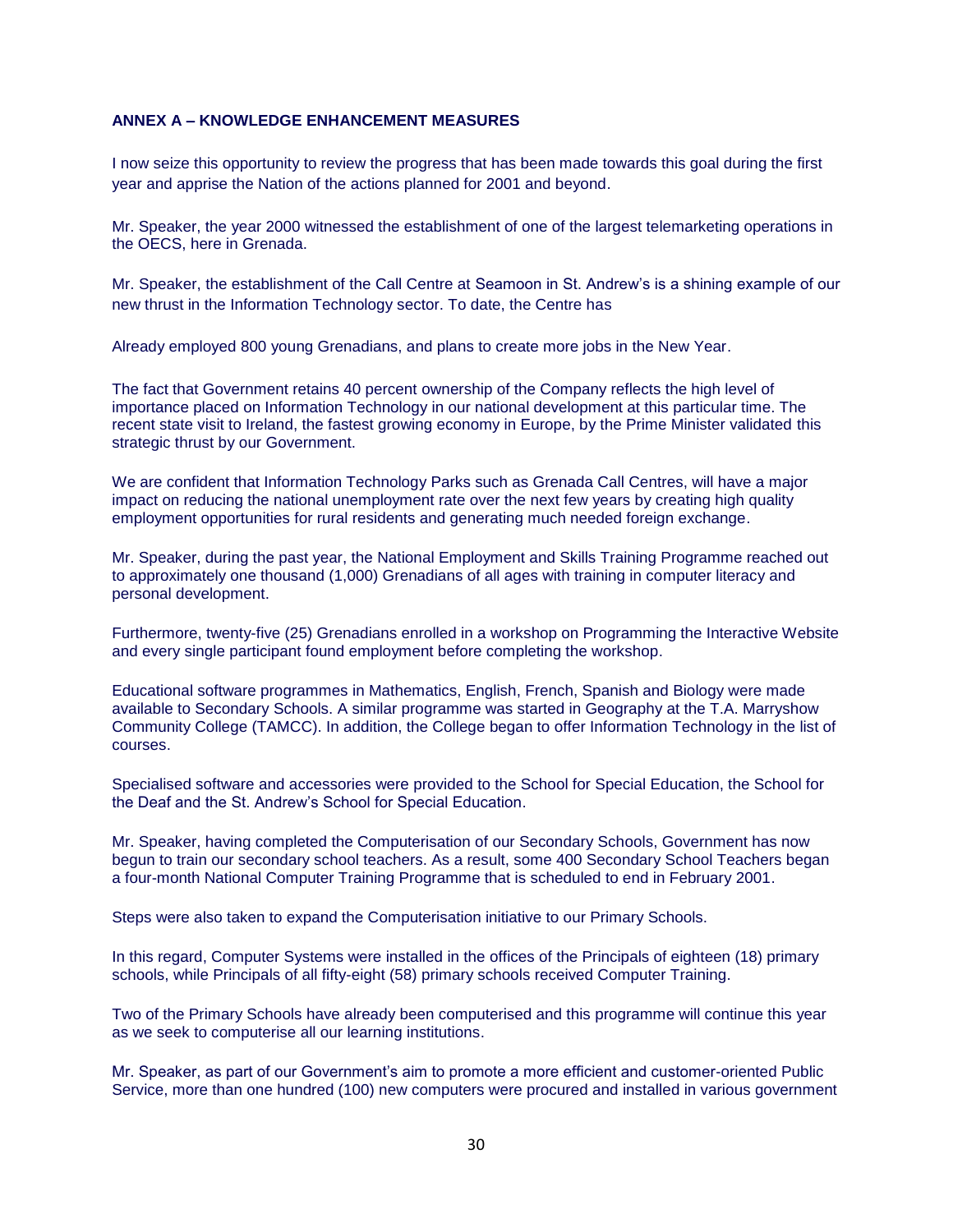**ANNEX A – KNOWLEDGE ENHANCEMENT MEASURES**

I now seize this opportunity to review the progress that has been made towards this goal during the first year and apprise the Nation of the actions planned for 2001 and beyond.

Mr. Speaker, the year 2000 witnessed the establishment of one of the largest telemarketing operations in the OECS, here in Grenada.

Mr. Speaker, the establishment of the Call Centre at Seamoon in St. Andrew's is a shining example of our new thrust in the Information Technology sector. To date, the Centre has

Already employed 800 young Grenadians, and plans to create more jobs in the New Year.

The fact that Government retains 40 percent ownership of the Company reflects the high level of importance placed on Information Technology in our national development at this particular time. The recent state visit to Ireland, the fastest growing economy in Europe, by the Prime Minister validated this strategic thrust by our Government.

We are confident that Information Technology Parks such as Grenada Call Centres, will have a major impact on reducing the national unemployment rate over the next few years by creating high quality employment opportunities for rural residents and generating much needed foreign exchange.

Mr. Speaker, during the past year, the National Employment and Skills Training Programme reached out to approximately one thousand (1,000) Grenadians of all ages with training in computer literacy and personal development.

Furthermore, twenty-five (25) Grenadians enrolled in a workshop on Programming the Interactive Website and every single participant found employment before completing the workshop.

Educational software programmes in Mathematics, English, French, Spanish and Biology were made available to Secondary Schools. A similar programme was started in Geography at the T.A. Marryshow Community College (TAMCC). In addition, the College began to offer Information Technology in the list of courses.

Specialised software and accessories were provided to the School for Special Education, the School for the Deaf and the St. Andrew's School for Special Education.

Mr. Speaker, having completed the Computerisation of our Secondary Schools, Government has now begun to train our secondary school teachers. As a result, some 400 Secondary School Teachers began a four-month National Computer Training Programme that is scheduled to end in February 2001.

Steps were also taken to expand the Computerisation initiative to our Primary Schools.

In this regard, Computer Systems were installed in the offices of the Principals of eighteen (18) primary schools, while Principals of all fifty-eight (58) primary schools received Computer Training.

Two of the Primary Schools have already been computerised and this programme will continue this year as we seek to computerise all our learning institutions.

Mr. Speaker, as part of our Government's aim to promote a more efficient and customer-oriented Public Service, more than one hundred (100) new computers were procured and installed in various government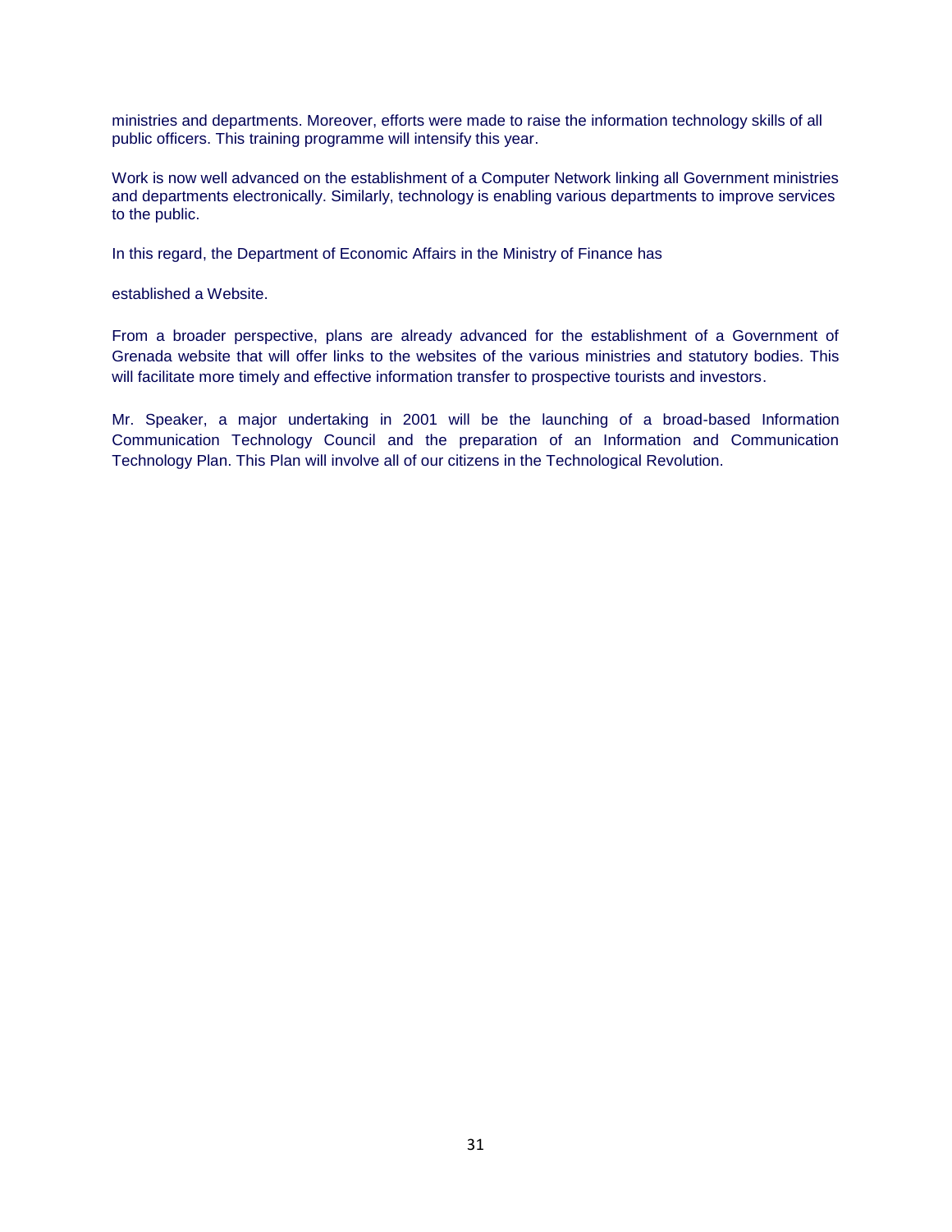ministries and departments. Moreover, efforts were made to raise the information technology skills of all public officers. This training programme will intensify this year.

Work is now well advanced on the establishment of a Computer Network linking all Government ministries and departments electronically. Similarly, technology is enabling various departments to improve services to the public.

In this regard, the Department of Economic Affairs in the Ministry of Finance has

established a Website.

From a broader perspective, plans are already advanced for the establishment of a Government of Grenada website that will offer links to the websites of the various ministries and statutory bodies. This will facilitate more timely and effective information transfer to prospective tourists and investors.

Mr. Speaker, a major undertaking in 2001 will be the launching of a broad-based Information Communication Technology Council and the preparation of an Information and Communication Technology Plan. This Plan will involve all of our citizens in the Technological Revolution.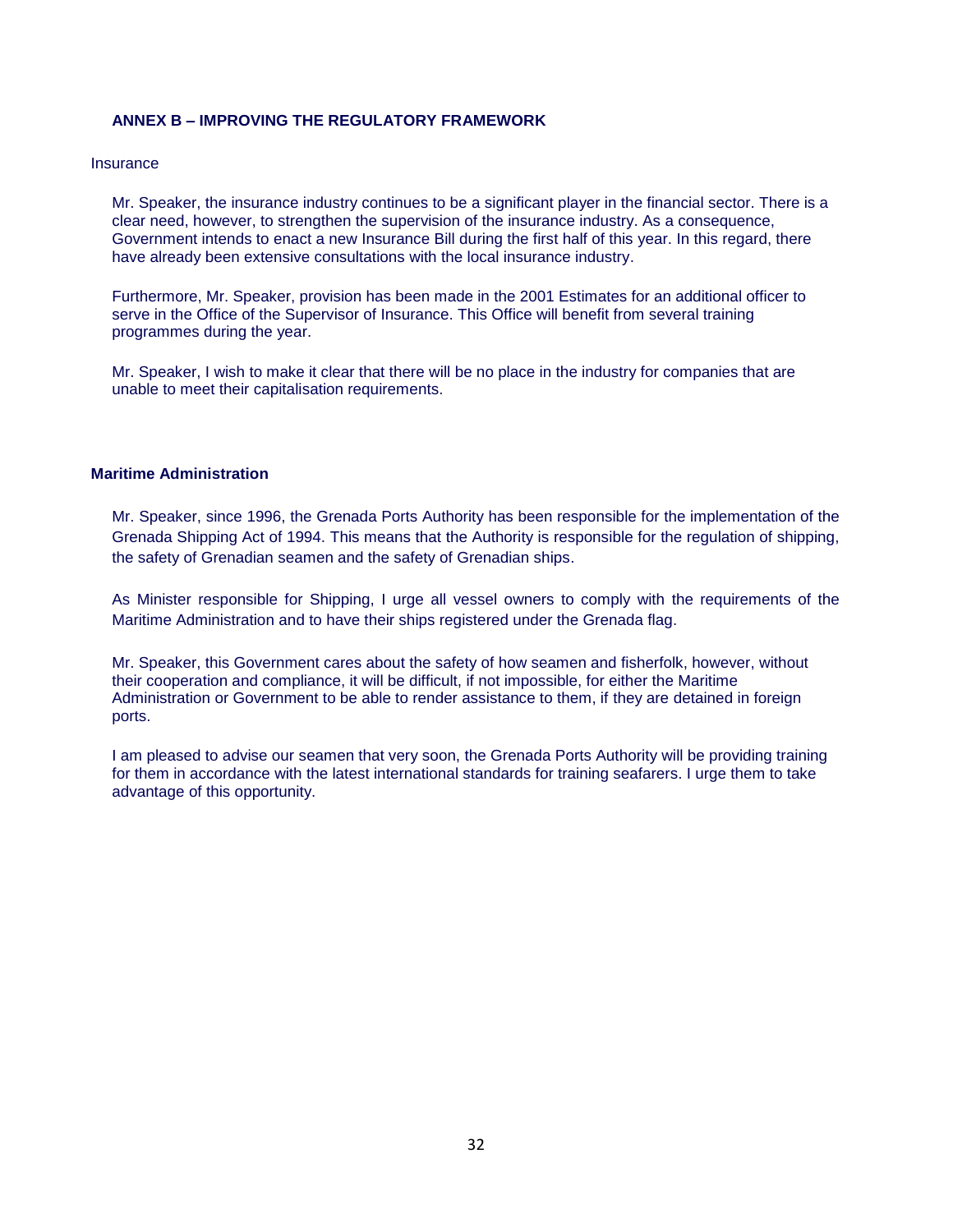## ANNEX B – IMPROVING THE REGULATORY FRAMEWORK

Insurance

Mr. Speaker, the insurance industry continues to be a significant player in the financial sector. There is a clear need, however, to strengthen the supervision of the insurance industry. As a consequence, Government intends to enact a new Insurance Bill during the first half of this year. In this regard, there have already been extensive consultations with the local insurance industry.

Furthermore, Mr. Speaker, provision has been made in the 2001 Estimates for an additional officer to serve in the Office of the Supervisor of Insurance. This Office will benefit from several training programmes during the year.

Mr. Speaker, I wish to make it clear that there will be no place in the industry for companies that are unable to meet their capitalisation requirements.

### Maritime Administration

Mr. Speaker, since 1996, the Grenada Ports Authority has been responsible for the implementation of the Grenada Shipping Act of 1994. This means that the Authority is responsible for the regulation of shipping, the safety of Grenadian seamen and the safety of Grenadian ships.

As Minister responsible for Shipping, I urge all vessel owners to comply with the requirements of the Maritime Administration and to have their ships registered under the Grenada flag.

Mr. Speaker, this Government cares about the safety of how seamen and fisherfolk, however, without their cooperation and compliance, it will be difficult, if not impossible, for either the Maritime Administration or Government to be able to render assistance to them, if they are detained in foreign ports.

I am pleased to advise our seamen that very soon, the Grenada Ports Authority will be providing training for them in accordance with the latest international standards for training seafarers. I urge them to take advantage of this opportunity.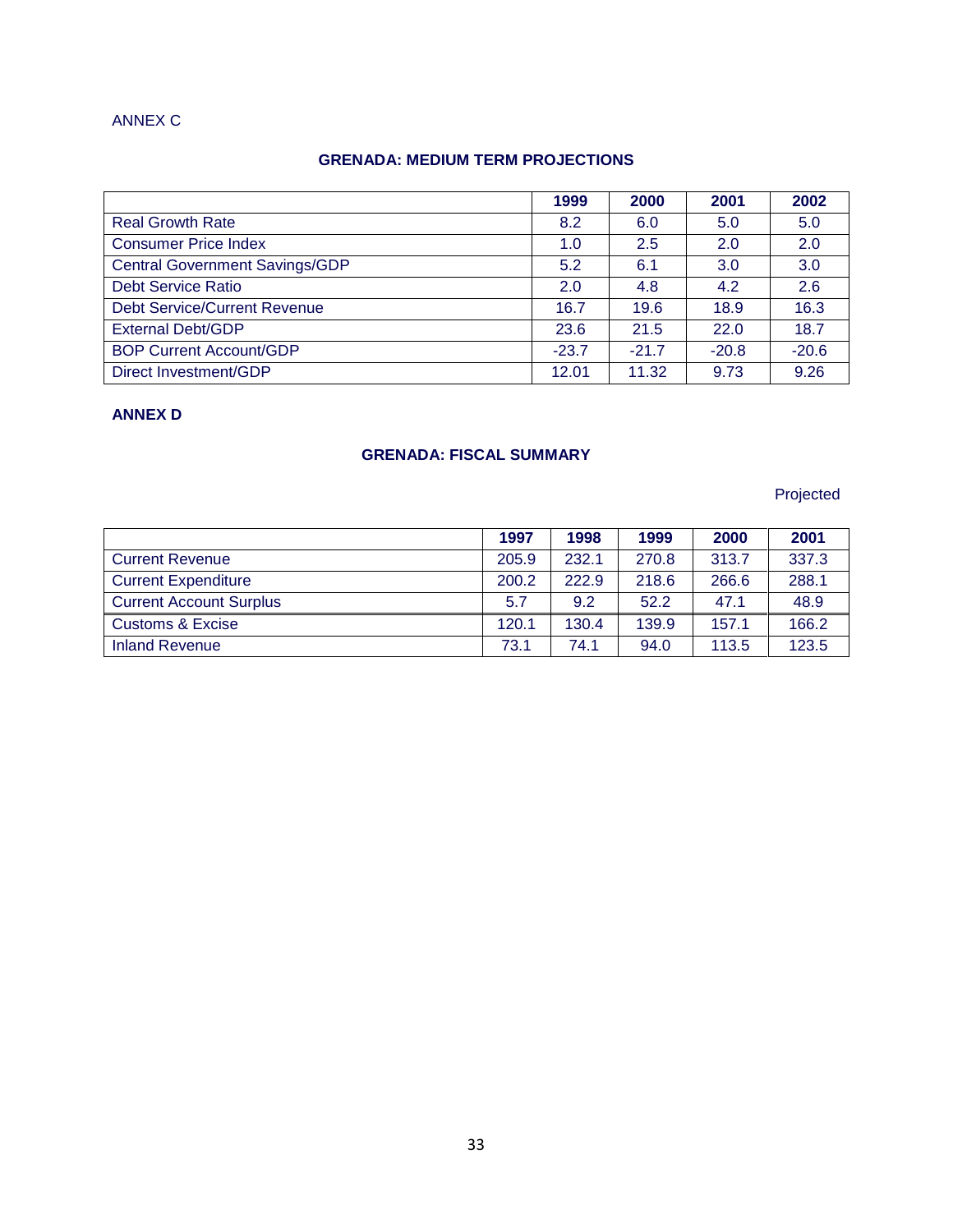ANNEX C

## GRENADA: MEDIUM TERM PROJECTIONS

| | 1999 | 2000 | 2001 | 2002 |
|---|---|---|---|---|
| Real Growth Rate | 8.2 | 6.0 | 5.0 | 5.0 |
| Consumer Price Index | 1.0 | 2.5 | 2.0 | 2.0 |
| Central Government Savings/GDP | 5.2 | 6.1 | 3.0 | 3.0 |
| Debt Service Ratio | 2.0 | 4.8 | 4.2 | 2.6 |
| Debt Service/Current Revenue | 16.7 | 19.6 | 18.9 | 16.3 |
| External Debt/GDP | 23.6 | 21.5 | 22.0 | 18.7 |
| BOP Current Account/GDP | -23.7 | -21.7 | -20.8 | -20.6 |
| Direct Investment/GDP | 12.01 | 11.32 | 9.73 | 9.26 |

**ANNEX D**

## GRENADA: FISCAL SUMMARY

Projected

| | 1997 | 1998 | 1999 | 2000 | 2001 |
|---|---|---|---|---|---|
| Current Revenue | 205.9 | 232.1 | 270.8 | 313.7 | 337.3 |
| Current Expenditure | 200.2 | 222.9 | 218.6 | 266.6 | 288.1 |
| Current Account Surplus | 5.7 | 9.2 | 52.2 | 47.1 | 48.9 |
| Customs & Excise | 120.1 | 130.4 | 139.9 | 157.1 | 166.2 |
| Inland Revenue | 73.1 | 74.1 | 94.0 | 113.5 | 123.5 |